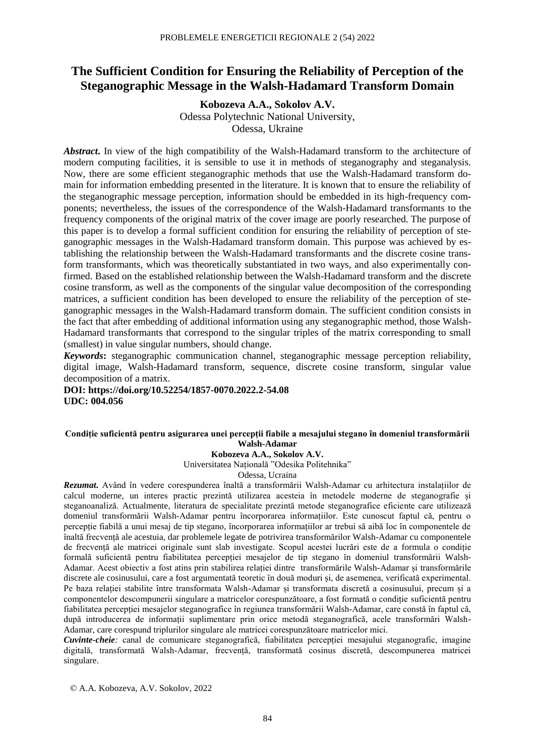# The Sufficient Condition for Ensuring the Reliability of Perception of the Steganographic Message in the Walsh-Hadamard Transform Domain

**Kobozeva A.A., Sokolov A.V.**
Odessa Polytechnic National University,
Odessa, Ukraine

***Abstract***. In view of the high compatibility of the Walsh-Hadamard transform to the architecture of modern computing facilities, it is sensible to use it in methods of steganography and steganalysis. Now, there are some efficient steganographic methods that use the Walsh-Hadamard transform domain for information embedding presented in the literature. It is known that to ensure the reliability of the steganographic message perception, information should be embedded in its high-frequency components; nevertheless, the issues of the correspondence of the Walsh-Hadamard transformants to the frequency components of the original matrix of the cover image are poorly researched. The purpose of this paper is to develop a formal sufficient condition for ensuring the reliability of perception of steganographic messages in the Walsh-Hadamard transform domain. This purpose was achieved by establishing the relationship between the Walsh-Hadamard transformants and the discrete cosine transform transformants, which was theoretically substantiated in two ways, and also experimentally confirmed. Based on the established relationship between the Walsh-Hadamard transform and the discrete cosine transform, as well as the components of the singular value decomposition of the corresponding matrices, a sufficient condition has been developed to ensure the reliability of the perception of steganographic messages in the Walsh-Hadamard transform domain. The sufficient condition consists in the fact that after embedding of additional information using any steganographic method, those Walsh-Hadamard transformants that correspond to the singular triples of the matrix corresponding to small (smallest) in value singular numbers, should change.

***Keywords*****:** steganographic communication channel, steganographic message perception reliability, digital image, Walsh-Hadamard transform, sequence, discrete cosine transform, singular value decomposition of a matrix.

**DOI: https://doi.org/10.52254/1857-0070.2022.2-54.08**
**UDC: 004.056**

#### Condiție suficientă pentru asigurarea unei percepții fiabile a mesajului stegano în domeniul transformării Walsh-Adamar

**Kobozeva A.A., Sokolov A.V.**
Universitatea Națională "Odesika Politehnika"
Odessa, Ucraina

***Rezumat.*** Având în vedere corespunderea înaltă a transformării Walsh-Adamar cu arhitectura instalațiilor de calcul moderne, un interes practic prezintă utilizarea acesteia în metodele moderne de steganografie și steganoanaliză. Actualmente, literatura de specialitate prezintă metode steganografice eficiente care utilizează domeniul transformării Walsh-Adamar pentru încorporarea informațiilor. Este cunoscut faptul că, pentru o percepție fiabilă a unui mesaj de tip stegano, încorporarea informațiilor ar trebui să aibă loc în componentele de înaltă frecvență ale acestuia, dar problemele legate de potrivirea transformărilor Walsh-Adamar cu componentele de frecvență ale matricei originale sunt slab investigate. Scopul acestei lucrări este de a formula o condiție formală suficientă pentru fiabilitatea percepției mesajelor de tip stegano în domeniul transformării Walsh-Adamar. Acest obiectiv a fost atins prin stabilirea relației dintre transformările Walsh-Adamar și transformările discrete ale cosinusului, care a fost argumentată teoretic în două moduri și, de asemenea, verificată experimental. Pe baza relației stabilite între transformata Walsh-Adamar și transformata discretă a cosinusului, precum și a componentelor descompunerii singulare a matricelor corespunzătoare, a fost formată o condiție suficientă pentru fiabilitatea percepției mesajelor steganografice în regiunea transformării Walsh-Adamar, care constă în faptul că, după introducerea de informații suplimentare prin orice metodă steganografică, acele transformări Walsh-Adamar, care corespund triplurilor singulare ale matricei corespunzătoare matricelor mici.

***Cuvinte-cheie**:* canal de comunicare steganografică, fiabilitatea percepției mesajului steganografic, imagine digitală, transformată Walsh-Adamar, frecvență, transformată cosinus discretă, descompunerea matricei singulare.

© A.A. Kobozeva, A.V. Sokolov, 2022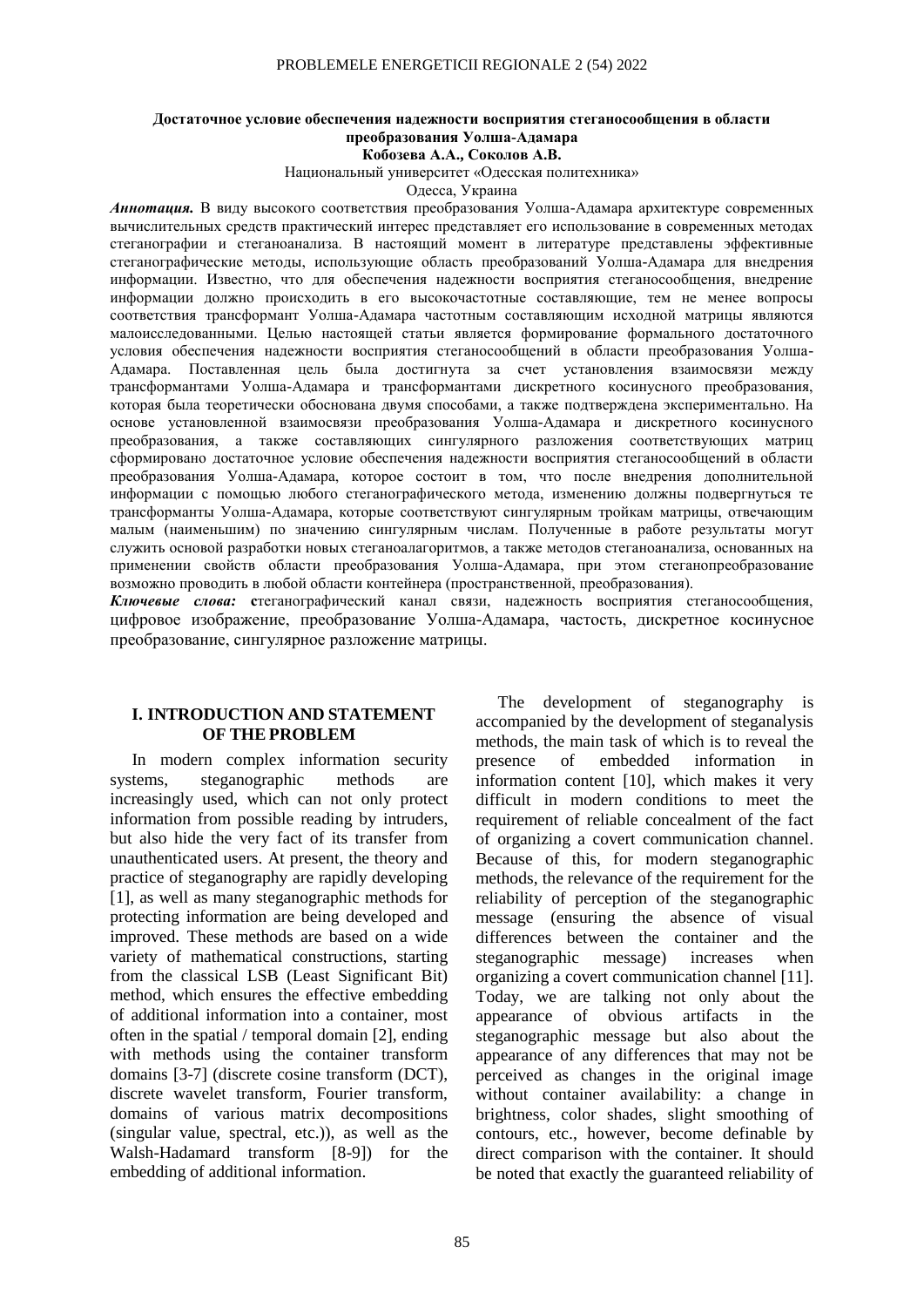**Достаточное условие обеспечения надежности восприятия стеганосообщения в области преобразования Уолша-Адамара**

**Кобозева А.А., Соколов А.В.**

Национальный университет «Одесская политехника»

Одесса, Украина

***Аннотация.*** В виду высокого соответствия преобразования Уолша-Адамара архитектуре современных вычислительных средств практический интерес представляет его использование в современных методах стеганографии и стеганоанализа. В настоящий момент в литературе представлены эффективные стеганографические методы, использующие область преобразований Уолша-Адамара для внедрения информации. Известно, что для обеспечения надежности восприятия стеганосообщения, внедрение информации должно происходить в его высокочастотные составляющие, тем не менее вопросы соответствия трансформант Уолша-Адамара частотным составляющим исходной матрицы являются малоисследованными. Целью настоящей статьи является формирование формального достаточного условия обеспечения надежности восприятия стеганосообщений в области преобразования Уолша-Адамара. Поставленная цель была достигнута за счет установления взаимосвязи между трансформантами Уолша-Адамара и трансформантами дискретного косинусного преобразования, которая была теоретически обоснована двумя способами, а также подтверждена экспериментально. На основе установленной взаимосвязи преобразования Уолша-Адамара и дискретного косинусного преобразования, а также составляющих сингулярного разложения соответствующих матриц сформировано достаточное условие обеспечения надежности восприятия стеганосообщений в области преобразования Уолша-Адамара, которое состоит в том, что после внедрения дополнительной информации с помощью любого стеганографического метода, изменению должны подвергнуться те трансформанты Уолша-Адамара, которые соответствуют сингулярным тройкам матрицы, отвечающим малым (наименьшим) по значению сингулярным числам. Полученные в работе результаты могут служить основой разработки новых стеганоалгоритмов, а также методов стеганоанализа, основанных на применении свойств области преобразования Уолша-Адамара, при этом стеганопреобразование возможно проводить в любой области контейнера (пространственной, преобразования).

***Ключевые слова:*** **с**теганографический канал связи, надежность восприятия стеганосообщения, цифровое изображение, преобразование Уолша-Адамара, частость, дискретное косинусное преобразование, сингулярное разложение матрицы.

## I. INTRODUCTION AND STATEMENT OF THE PROBLEM

In modern complex information security systems, steganographic methods are increasingly used, which can not only protect information from possible reading by intruders, but also hide the very fact of its transfer from unauthenticated users. At present, the theory and practice of steganography are rapidly developing [1], as well as many steganographic methods for protecting information are being developed and improved. These methods are based on a wide variety of mathematical constructions, starting from the classical LSB (Least Significant Bit) method, which ensures the effective embedding of additional information into a container, most often in the spatial / temporal domain [2], ending with methods using the container transform domains [3-7] (discrete cosine transform (DCT), discrete wavelet transform, Fourier transform, domains of various matrix decompositions (singular value, spectral, etc.)), as well as the Walsh-Hadamard transform [8-9]) for the embedding of additional information.

The development of steganography is accompanied by the development of steganalysis methods, the main task of which is to reveal the presence of embedded information in information content [10], which makes it very difficult in modern conditions to meet the requirement of reliable concealment of the fact of organizing a covert communication channel. Because of this, for modern steganographic methods, the relevance of the requirement for the reliability of perception of the steganographic message (ensuring the absence of visual differences between the container and the steganographic message) increases when organizing a covert communication channel [11]. Today, we are talking not only about the appearance of obvious artifacts in the steganographic message but also about the appearance of any differences that may not be perceived as changes in the original image without container availability: a change in brightness, color shades, slight smoothing of contours, etc., however, become definable by direct comparison with the container. It should be noted that exactly the guaranteed reliability of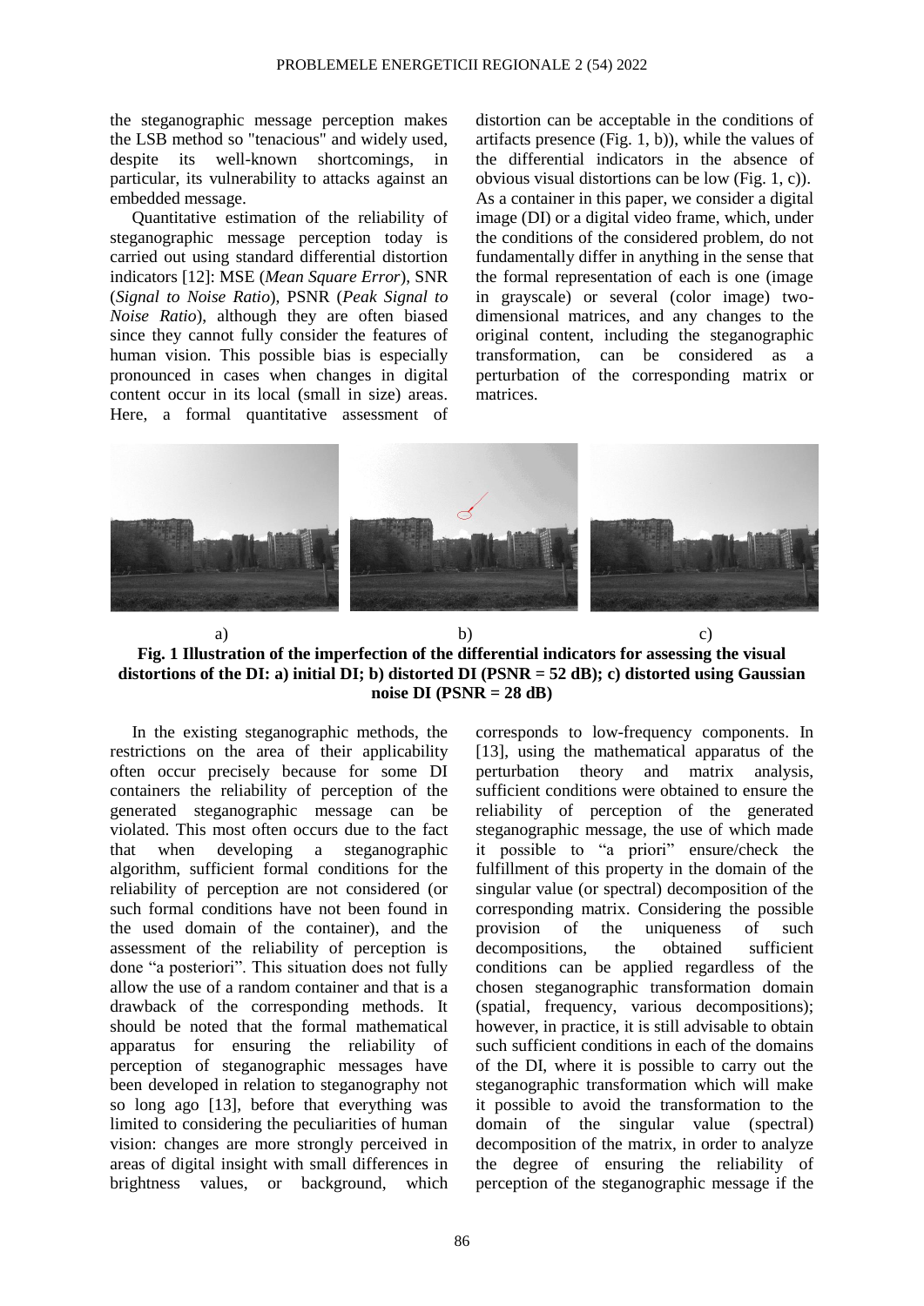the steganographic message perception makes the LSB method so "tenacious" and widely used, despite its well-known shortcomings, in particular, its vulnerability to attacks against an embedded message.

Quantitative estimation of the reliability of steganographic message perception today is carried out using standard differential distortion indicators [12]: MSE (*Mean Square Error*), SNR (*Signal to Noise Ratio*), PSNR (*Peak Signal to Noise Ratio*), although they are often biased since they cannot fully consider the features of human vision. This possible bias is especially pronounced in cases when changes in digital content occur in its local (small in size) areas. Here, a formal quantitative assessment of distortion can be acceptable in the conditions of artifacts presence (Fig. 1, b)), while the values of the differential indicators in the absence of obvious visual distortions can be low (Fig. 1, c)). As a container in this paper, we consider a digital image (DI) or a digital video frame, which, under the conditions of the considered problem, do not fundamentally differ in anything in the sense that the formal representation of each is one (image in grayscale) or several (color image) two-dimensional matrices, and any changes to the original content, including the steganographic transformation, can be considered as a perturbation of the corresponding matrix or matrices.

a) b) c)

**Fig. 1 Illustration of the imperfection of the differential indicators for assessing the visual distortions of the DI: a) initial DI; b) distorted DI (PSNR = 52 dB); c) distorted using Gaussian noise DI (PSNR = 28 dB)**

In the existing steganographic methods, the restrictions on the area of their applicability often occur precisely because for some DI containers the reliability of perception of the generated steganographic message can be violated. This most often occurs due to the fact that when developing a steganographic algorithm, sufficient formal conditions for the reliability of perception are not considered (or such formal conditions have not been found in the used domain of the container), and the assessment of the reliability of perception is done "a posteriori". This situation does not fully allow the use of a random container and that is a drawback of the corresponding methods. It should be noted that the formal mathematical apparatus for ensuring the reliability of perception of steganographic messages have been developed in relation to steganography not so long ago [13], before that everything was limited to considering the peculiarities of human vision: changes are more strongly perceived in areas of digital insight with small differences in brightness values, or background, which corresponds to low-frequency components. In [13], using the mathematical apparatus of the perturbation theory and matrix analysis, sufficient conditions were obtained to ensure the reliability of perception of the generated steganographic message, the use of which made it possible to "a priori" ensure/check the fulfillment of this property in the domain of the singular value (or spectral) decomposition of the corresponding matrix. Considering the possible provision of the uniqueness of such decompositions, the obtained sufficient conditions can be applied regardless of the chosen steganographic transformation domain (spatial, frequency, various decompositions); however, in practice, it is still advisable to obtain such sufficient conditions in each of the domains of the DI, where it is possible to carry out the steganographic transformation which will make it possible to avoid the transformation to the domain of the singular value (spectral) decomposition of the matrix, in order to analyze the degree of ensuring the reliability of perception of the steganographic message if the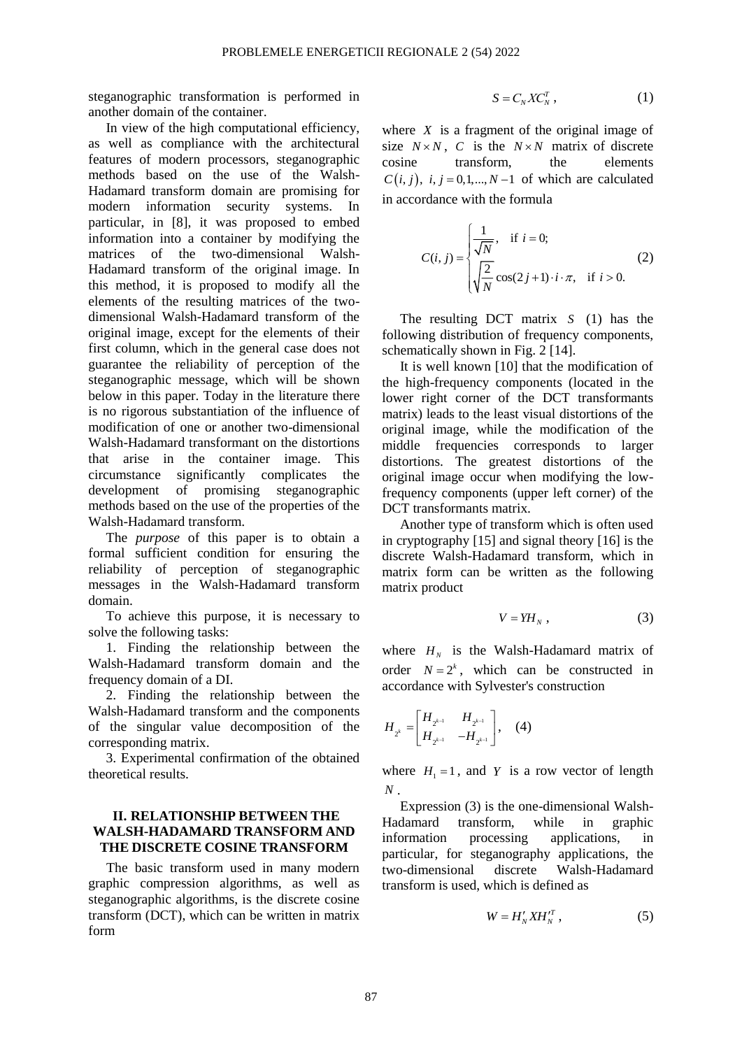steganographic transformation is performed in another domain of the container.

In view of the high computational efficiency, as well as compliance with the architectural features of modern processors, steganographic methods based on the use of the Walsh-Hadamard transform domain are promising for modern information security systems. In particular, in [8], it was proposed to embed information into a container by modifying the matrices of the two-dimensional Walsh-Hadamard transform of the original image. In this method, it is proposed to modify all the elements of the resulting matrices of the two-dimensional Walsh-Hadamard transform of the original image, except for the elements of their first column, which in the general case does not guarantee the reliability of perception of the steganographic message, which will be shown below in this paper. Today in the literature there is no rigorous substantiation of the influence of modification of one or another two-dimensional Walsh-Hadamard transformant on the distortions that arise in the container image. This circumstance significantly complicates the development of promising steganographic methods based on the use of the properties of the Walsh-Hadamard transform.

The *purpose* of this paper is to obtain a formal sufficient condition for ensuring the reliability of perception of steganographic messages in the Walsh-Hadamard transform domain.

To achieve this purpose, it is necessary to solve the following tasks:

1. Finding the relationship between the Walsh-Hadamard transform domain and the frequency domain of a DI.
2. Finding the relationship between the Walsh-Hadamard transform and the components of the singular value decomposition of the corresponding matrix.
3. Experimental confirmation of the obtained theoretical results.

## II. RELATIONSHIP BETWEEN THE WALSH-HADAMARD TRANSFORM AND THE DISCRETE COSINE TRANSFORM

The basic transform used in many modern graphic compression algorithms, as well as steganographic algorithms, is the discrete cosine transform (DCT), which can be written in matrix form

$$S = C_N X C_N^T, \qquad (1)$$

where $X$ is a fragment of the original image of size $N \times N$, $C$ is the $N \times N$ matrix of discrete cosine transform, the elements $C(i,j)$, $i,j = 0,1,...,N-1$ of which are calculated in accordance with the formula

$$C(i,j) = \begin{cases} \dfrac{1}{\sqrt{N}}, & \text{if } i = 0; \\ \sqrt{\dfrac{2}{N}} \cos(2j+1) \cdot i \cdot \pi, & \text{if } i > 0. \end{cases} \qquad (2)$$

The resulting DCT matrix $S$ (1) has the following distribution of frequency components, schematically shown in Fig. 2 [14].

It is well known [10] that the modification of the high-frequency components (located in the lower right corner of the DCT transformants matrix) leads to the least visual distortions of the original image, while the modification of the middle frequencies corresponds to larger distortions. The greatest distortions of the original image occur when modifying the low-frequency components (upper left corner) of the DCT transformants matrix.

Another type of transform which is often used in cryptography [15] and signal theory [16] is the discrete Walsh-Hadamard transform, which in matrix form can be written as the following matrix product

$$V = Y H_N, \qquad (3)$$

where $H_N$ is the Walsh-Hadamard matrix of order $N = 2^k$, which can be constructed in accordance with Sylvester's construction

$$H_{2^k} = \begin{bmatrix} H_{2^{k-1}} & H_{2^{k-1}} \\ H_{2^{k-1}} & -H_{2^{k-1}} \end{bmatrix}, \qquad (4)$$

where $H_1 = 1$, and $Y$ is a row vector of length $N$.

Expression (3) is the one-dimensional Walsh-Hadamard transform, while in graphic information processing applications, in particular, for steganography applications, the two-dimensional discrete Walsh-Hadamard transform is used, which is defined as

$$W = H'_N X H'^T_N, \qquad (5)$$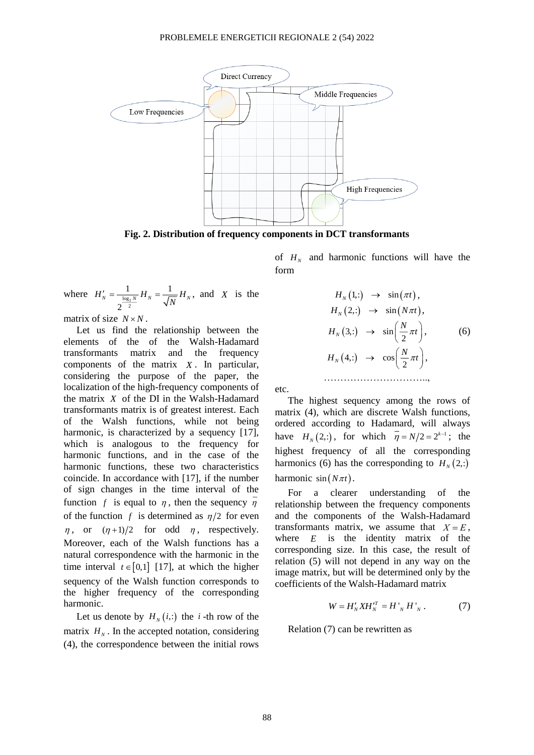Fig. 2. Distribution of frequency components in DCT transformants

where $H'_N = \frac{1}{2^{\frac{\log_2 N}{2}}} H_N = \frac{1}{\sqrt{N}} H_N$, and $X$ is the matrix of size $N \times N$.

Let us find the relationship between the elements of the of the Walsh-Hadamard transformants matrix and the frequency components of the matrix $X$. In particular, considering the purpose of the paper, the localization of the high-frequency components of the matrix $X$ of the DI in the Walsh-Hadamard transformants matrix is of greatest interest. Each of the Walsh functions, while not being harmonic, is characterized by a sequency [17], which is analogous to the frequency for harmonic functions, and in the case of the harmonic functions, these two characteristics coincide. In accordance with [17], if the number of sign changes in the time interval of the function $f$ is equal to $\eta$, then the sequency $\bar{\eta}$ of the function $f$ is determined as $\eta/2$ for even $\eta$, or $(\eta+1)/2$ for odd $\eta$, respectively. Moreover, each of the Walsh functions has a natural correspondence with the harmonic in the time interval $t \in [0,1]$ [17], at which the higher sequency of the Walsh function corresponds to the higher frequency of the corresponding harmonic.

Let us denote by $H_N(i,:)$ the $i$-th row of the matrix $H_N$. In the accepted notation, considering (4), the correspondence between the initial rows of $H_N$ and harmonic functions will have the form

$$
\begin{aligned}
H_N(1,:) &\rightarrow \sin(\pi t), \\
H_N(2,:) &\rightarrow \sin(N\pi t), \\
H_N(3,:) &\rightarrow \sin\left(\frac{N}{2}\pi t\right), \\
H_N(4,:) &\rightarrow \cos\left(\frac{N}{2}\pi t\right), \\
&\ldots\ldots\ldots\ldots\ldots\ldots\ldots\ldots\ldots.,
\end{aligned} \tag{6}
$$

etc.

The highest sequency among the rows of matrix (4), which are discrete Walsh functions, ordered according to Hadamard, will always have $H_N(2,:)$, for which $\bar{\eta} = N/2 = 2^{k-1}$; the highest frequency of all the corresponding harmonics (6) has the corresponding to $H_N(2,:)$ harmonic $\sin(N\pi t)$.

For a clearer understanding of the relationship between the frequency components and the components of the Walsh-Hadamard transformants matrix, we assume that $X = E$, where $E$ is the identity matrix of the corresponding size. In this case, the result of relation (5) will not depend in any way on the image matrix, but will be determined only by the coefficients of the Walsh-Hadamard matrix

$$W = H'_N X H'^T_N = H'_N H'_N. \tag{7}$$

Relation (7) can be rewritten as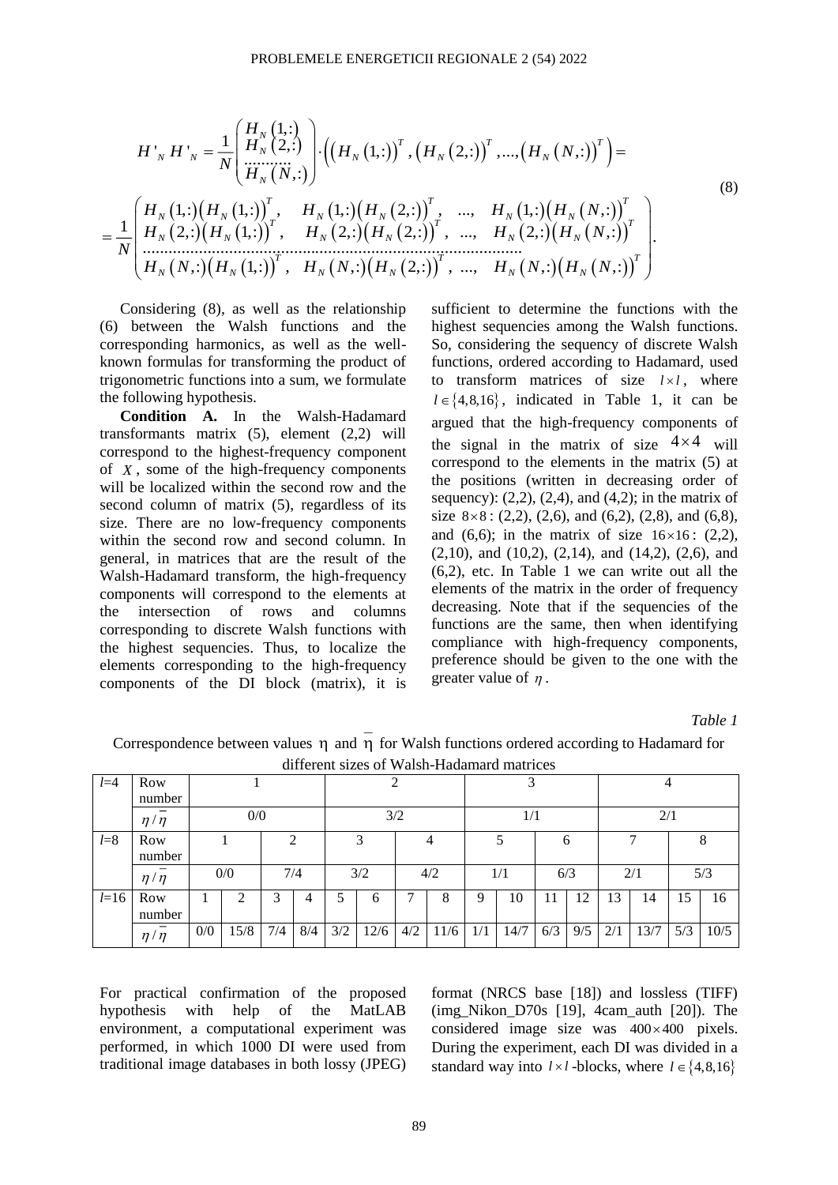$$H'_N H'_N = \frac{1}{N}\begin{pmatrix} H_N(1,:) \\ H_N(2,:) \\ \dots\dots\dots \\ H_N(N,:) \end{pmatrix} \cdot \left( \left(H_N(1,:)\right)^T, \left(H_N(2,:)\right)^T, \dots, \left(H_N(N,:)\right)^T \right) =$$

$$= \frac{1}{N}\begin{pmatrix} H_N(1,:)\left(H_N(1,:)\right)^T, & H_N(1,:)\left(H_N(2,:)\right)^T, & \dots, & H_N(1,:)\left(H_N(N,:)\right)^T \\ H_N(2,:)\left(H_N(1,:)\right)^T, & H_N(2,:)\left(H_N(2,:)\right)^T, & \dots, & H_N(2,:)\left(H_N(N,:)\right)^T \\ \dots & \dots & \dots & \dots \\ H_N(N,:)\left(H_N(1,:)\right)^T, & H_N(N,:)\left(H_N(2,:)\right)^T, & \dots, & H_N(N,:)\left(H_N(N,:)\right)^T \end{pmatrix}. \tag{8}$$

Considering (8), as well as the relationship (6) between the Walsh functions and the corresponding harmonics, as well as the well-known formulas for transforming the product of trigonometric functions into a sum, we formulate the following hypothesis.

**Condition A.** In the Walsh-Hadamard transformants matrix (5), element (2,2) will correspond to the highest-frequency component of $X$, some of the high-frequency components will be localized within the second row and the second column of matrix (5), regardless of its size. There are no low-frequency components within the second row and second column. In general, in matrices that are the result of the Walsh-Hadamard transform, the high-frequency components will correspond to the elements at the intersection of rows and columns corresponding to discrete Walsh functions with the highest sequencies. Thus, to localize the elements corresponding to the high-frequency components of the DI block (matrix), it is sufficient to determine the functions with the highest sequencies among the Walsh functions. So, considering the sequency of discrete Walsh functions, ordered according to Hadamard, used to transform matrices of size $l \times l$, where $l \in \{4, 8, 16\}$, indicated in Table 1, it can be argued that the high-frequency components of the signal in the matrix of size $4 \times 4$ will correspond to the elements in the matrix (5) at the positions (written in decreasing order of sequency): (2,2), (2,4), and (4,2); in the matrix of size $8 \times 8$: (2,2), (2,6), and (6,2), (2,8), and (6,8), and (6,6); in the matrix of size $16 \times 16$: (2,2), (2,10), and (10,2), (2,14), and (14,2), (2,6), and (6,2), etc. In Table 1 we can write out all the elements of the matrix in the order of frequency decreasing. Note that if the sequencies of the functions are the same, then when identifying compliance with high-frequency components, preference should be given to the one with the greater value of $\eta$.

*Table 1*

Correspondence between values $\eta$ and $\bar{\eta}$ for Walsh functions ordered according to Hadamard for different sizes of Walsh-Hadamard matrices

| | | | | | | | | | | | | | | | | | |
|---|---|---|---|---|---|---|---|---|---|---|---|---|---|---|---|---|---|
| $l$=4 | Row number | 1 | | | | 2 | | | | 3 | | | | 4 | | | |
| | $\eta/\bar{\eta}$ | 0/0 | | | | 3/2 | | | | 1/1 | | | | 2/1 | | | |
| $l$=8 | Row number | 1 | | 2 | | 3 | | 4 | | 5 | | 6 | | 7 | | 8 | |
| | $\eta/\bar{\eta}$ | 0/0 | | 7/4 | | 3/2 | | 4/2 | | 1/1 | | 6/3 | | 2/1 | | 5/3 | |
| $l$=16 | Row number | 1 | 2 | 3 | 4 | 5 | 6 | 7 | 8 | 9 | 10 | 11 | 12 | 13 | 14 | 15 | 16 |
| | $\eta/\bar{\eta}$ | 0/0 | 15/8 | 7/4 | 8/4 | 3/2 | 12/6 | 4/2 | 11/6 | 1/1 | 14/7 | 6/3 | 9/5 | 2/1 | 13/7 | 5/3 | 10/5 |

For practical confirmation of the proposed hypothesis with help of the MatLAB environment, a computational experiment was performed, in which 1000 DI were used from traditional image databases in both lossy (JPEG) format (NRCS base [18]) and lossless (TIFF) (img_Nikon_D70s [19], 4cam_auth [20]). The considered image size was $400 \times 400$ pixels. During the experiment, each DI was divided in a standard way into $l \times l$-blocks, where $l \in \{4, 8, 16\}$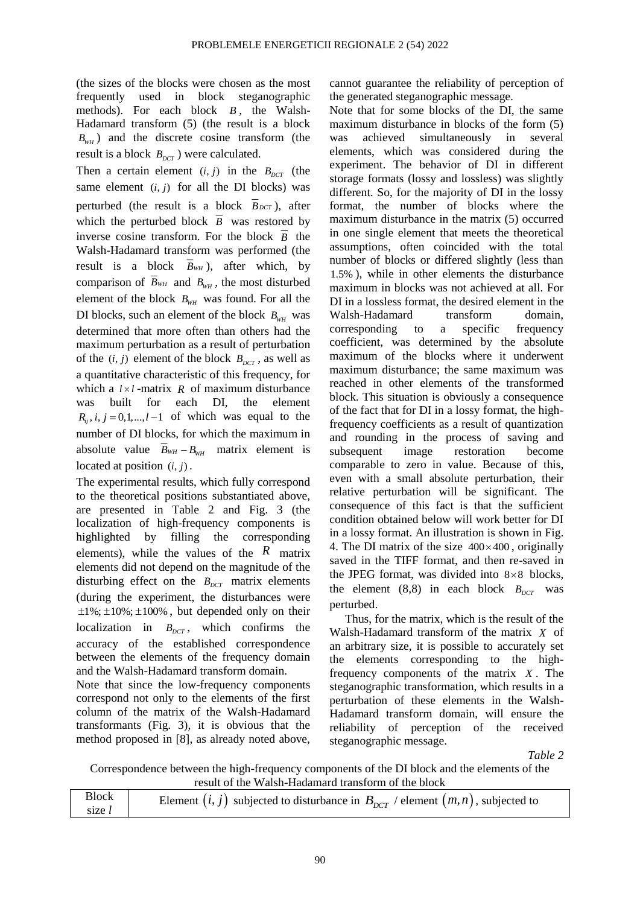(the sizes of the blocks were chosen as the most frequently used in block steganographic methods). For each block $B$, the Walsh-Hadamard transform (5) (the result is a block $B_{WH}$) and the discrete cosine transform (the result is a block $B_{DCT}$) were calculated.

Then a certain element $(i, j)$ in the $B_{DCT}$ (the same element $(i, j)$ for all the DI blocks) was perturbed (the result is a block $\overline{B}_{DCT}$), after which the perturbed block $\overline{B}$ was restored by inverse cosine transform. For the block $\overline{B}$ the Walsh-Hadamard transform was performed (the result is a block $\overline{B}_{WH}$), after which, by comparison of $\overline{B}_{WH}$ and $B_{WH}$, the most disturbed element of the block $B_{WH}$ was found. For all the DI blocks, such an element of the block $B_{WH}$ was determined that more often than others had the maximum perturbation as a result of perturbation of the $(i, j)$ element of the block $B_{DCT}$, as well as a quantitative characteristic of this frequency, for which a $l \times l$-matrix $R$ of maximum disturbance was built for each DI, the element $R_{ij}, i, j = 0,1,...,l-1$ of which was equal to the number of DI blocks, for which the maximum in absolute value $\overline{B}_{WH} - B_{WH}$ matrix element is located at position $(i, j)$.

The experimental results, which fully correspond to the theoretical positions substantiated above, are presented in Table 2 and Fig. 3 (the localization of high-frequency components is highlighted by filling the corresponding elements), while the values of the $R$ matrix elements did not depend on the magnitude of the disturbing effect on the $B_{DCT}$ matrix elements (during the experiment, the disturbances were $\pm 1\%; \pm 10\%; \pm 100\%$, but depended only on their localization in $B_{DCT}$, which confirms the accuracy of the established correspondence between the elements of the frequency domain and the Walsh-Hadamard transform domain.

Note that since the low-frequency components correspond not only to the elements of the first column of the matrix of the Walsh-Hadamard transformants (Fig. 3), it is obvious that the method proposed in [8], as already noted above, cannot guarantee the reliability of perception of the generated steganographic message.

Note that for some blocks of the DI, the same maximum disturbance in blocks of the form (5) was achieved simultaneously in several elements, which was considered during the experiment. The behavior of DI in different storage formats (lossy and lossless) was slightly different. So, for the majority of DI in the lossy format, the number of blocks where the maximum disturbance in the matrix (5) occurred in one single element that meets the theoretical assumptions, often coincided with the total number of blocks or differed slightly (less than $1.5\%$), while in other elements the disturbance maximum in blocks was not achieved at all. For DI in a lossless format, the desired element in the Walsh-Hadamard transform domain, corresponding to a specific frequency coefficient, was determined by the absolute maximum of the blocks where it underwent maximum disturbance; the same maximum was reached in other elements of the transformed block. This situation is obviously a consequence of the fact that for DI in a lossy format, the high-frequency coefficients as a result of quantization and rounding in the process of saving and subsequent image restoration become comparable to zero in value. Because of this, even with a small absolute perturbation, their relative perturbation will be significant. The consequence of this fact is that the sufficient condition obtained below will work better for DI in a lossy format. An illustration is shown in Fig. 4. The DI matrix of the size $400 \times 400$, originally saved in the TIFF format, and then re-saved in the JPEG format, was divided into $8 \times 8$ blocks, the element (8,8) in each block $B_{DCT}$ was perturbed.

Thus, for the matrix, which is the result of the Walsh-Hadamard transform of the matrix $X$ of an arbitrary size, it is possible to accurately set the elements corresponding to the high-frequency components of the matrix $X$. The steganographic transformation, which results in a perturbation of these elements in the Walsh-Hadamard transform domain, will ensure the reliability of perception of the received steganographic message.

*Table 2*

Correspondence between the high-frequency components of the DI block and the elements of the result of the Walsh-Hadamard transform of the block

| Block size $l$ | Element $(i, j)$ subjected to disturbance in $B_{DCT}$ / element $(m,n)$, subjected to |
|---|---|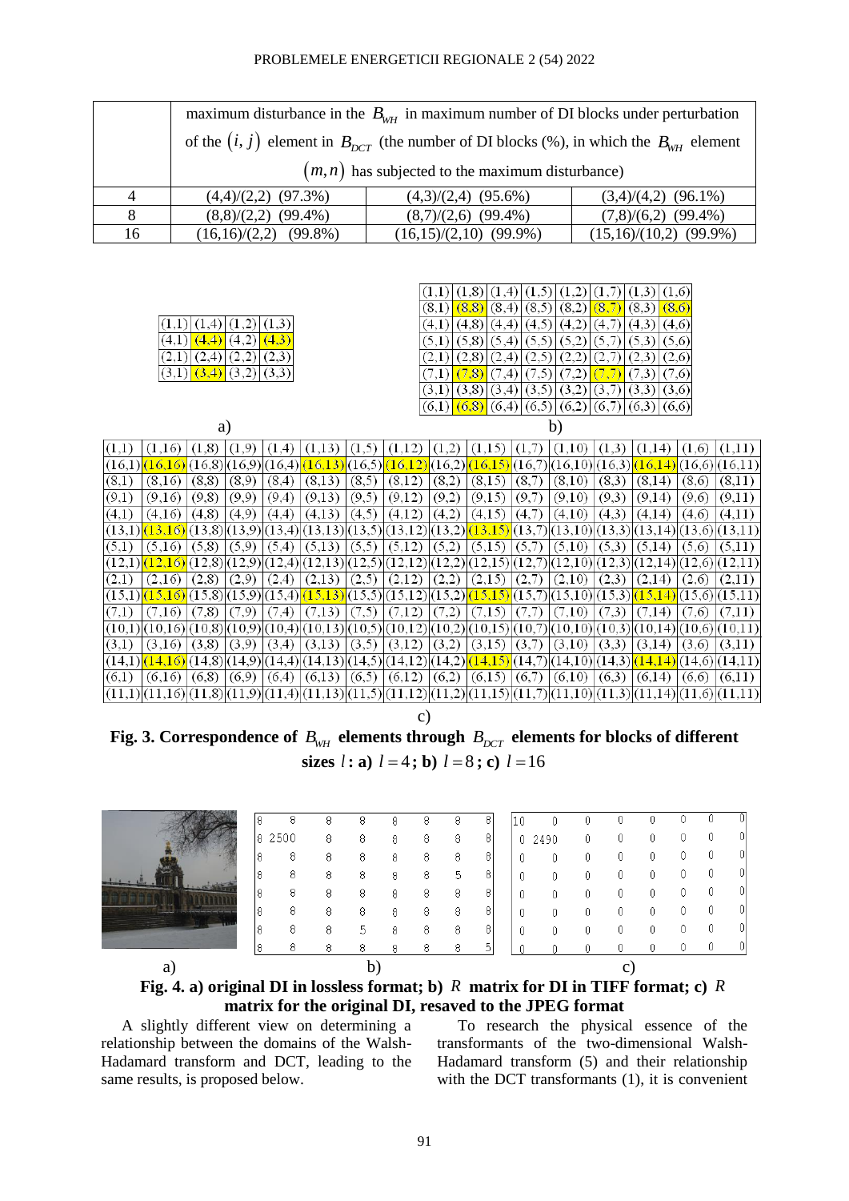| | maximum disturbance in the $B_{WH}$ in maximum number of DI blocks under perturbation of the $(i, j)$ element in $B_{DCT}$ (the number of DI blocks (%), in which the $B_{WH}$ element $(m, n)$ has subjected to the maximum disturbance) | | |
|---|---|---|---|
| 4 | (4,4)/(2,2) (97.3%) | (4,3)/(2,4) (95.6%) | (3,4)/(4,2) (96.1%) |
| 8 | (8,8)/(2,2) (99.4%) | (8,7)/(2,6) (99.4%) | (7,8)/(6,2) (99.4%) |
| 16 | (16,16)/(2,2) (99.8%) | (16,15)/(2,10) (99.9%) | (15,16)/(10,2) (99.9%) |

a)

| | | | |
|---|---|---|---|
| (1,1) | (1,4) | (1,2) | (1,3) |
| (4,1) | (4,4) | (4,2) | (4,3) |
| (2,1) | (2,4) | (2,2) | (2,3) |
| (3,1) | (3,4) | (3,2) | (3,3) |

b)

| | | | | | | | |
|---|---|---|---|---|---|---|---|
| (1,1) | (1,8) | (1,4) | (1,5) | (1,2) | (1,7) | (1,3) | (1,6) |
| (8,1) | (8,8) | (8,4) | (8,5) | (8,2) | (8,7) | (8,3) | (8,6) |
| (4,1) | (4,8) | (4,4) | (4,5) | (4,2) | (4,7) | (4,3) | (4,6) |
| (5,1) | (5,8) | (5,4) | (5,5) | (5,2) | (5,7) | (5,3) | (5,6) |
| (2,1) | (2,8) | (2,4) | (2,5) | (2,2) | (2,7) | (2,3) | (2,6) |
| (7,1) | (7,8) | (7,4) | (7,5) | (7,2) | (7,7) | (7,3) | (7,6) |
| (3,1) | (3,8) | (3,4) | (3,5) | (3,2) | (3,7) | (3,3) | (3,6) |
| (6,1) | (6,8) | (6,4) | (6,5) | (6,2) | (6,7) | (6,3) | (6,6) |

c)

| | | | | | | | | | | | | | | | |
|---|---|---|---|---|---|---|---|---|---|---|---|---|---|---|---|
| (1,1) | (1,16) | (1,8) | (1,9) | (1,4) | (1,13) | (1,5) | (1,12) | (1,2) | (1,15) | (1,7) | (1,10) | (1,3) | (1,14) | (1,6) | (1,11) |
| (16,1) | (16,16) | (16,8) | (16,9) | (16,4) | (16,13) | (16,5) | (16,12) | (16,2) | (16,15) | (16,7) | (16,10) | (16,3) | (16,14) | (16,6) | (16,11) |
| (8,1) | (8,16) | (8,8) | (8,9) | (8,4) | (8,13) | (8,5) | (8,12) | (8,2) | (8,15) | (8,7) | (8,10) | (8,3) | (8,14) | (8,6) | (8,11) |
| (9,1) | (9,16) | (9,8) | (9,9) | (9,4) | (9,13) | (9,5) | (9,12) | (9,2) | (9,15) | (9,7) | (9,10) | (9,3) | (9,14) | (9,6) | (9,11) |
| (4,1) | (4,16) | (4,8) | (4,9) | (4,4) | (4,13) | (4,5) | (4,12) | (4,2) | (4,15) | (4,7) | (4,10) | (4,3) | (4,14) | (4,6) | (4,11) |
| (13,1) | (13,16) | (13,8) | (13,9) | (13,4) | (13,13) | (13,5) | (13,12) | (13,2) | (13,15) | (13,7) | (13,10) | (13,3) | (13,14) | (13,6) | (13,11) |
| (5,1) | (5,16) | (5,8) | (5,9) | (5,4) | (5,13) | (5,5) | (5,12) | (5,2) | (5,15) | (5,7) | (5,10) | (5,3) | (5,14) | (5,6) | (5,11) |
| (12,1) | (12,16) | (12,8) | (12,9) | (12,4) | (12,13) | (12,5) | (12,12) | (12,2) | (12,15) | (12,7) | (12,10) | (12,3) | (12,14) | (12,6) | (12,11) |
| (2,1) | (2,16) | (2,8) | (2,9) | (2,4) | (2,13) | (2,5) | (2,12) | (2,2) | (2,15) | (2,7) | (2,10) | (2,3) | (2,14) | (2,6) | (2,11) |
| (15,1) | (15,16) | (15,8) | (15,9) | (15,4) | (15,13) | (15,5) | (15,12) | (15,2) | (15,15) | (15,7) | (15,10) | (15,3) | (15,14) | (15,6) | (15,11) |
| (7,1) | (7,16) | (7,8) | (7,9) | (7,4) | (7,13) | (7,5) | (7,12) | (7,2) | (7,15) | (7,7) | (7,10) | (7,3) | (7,14) | (7,6) | (7,11) |
| (10,1) | (10,16) | (10,8) | (10,9) | (10,4) | (10,13) | (10,5) | (10,12) | (10,2) | (10,15) | (10,7) | (10,10) | (10,3) | (10,14) | (10,6) | (10,11) |
| (3,1) | (3,16) | (3,8) | (3,9) | (3,4) | (3,13) | (3,5) | (3,12) | (3,2) | (3,15) | (3,7) | (3,10) | (3,3) | (3,14) | (3,6) | (3,11) |
| (14,1) | (14,16) | (14,8) | (14,9) | (14,4) | (14,13) | (14,5) | (14,12) | (14,2) | (14,15) | (14,7) | (14,10) | (14,3) | (14,14) | (14,6) | (14,11) |
| (6,1) | (6,16) | (6,8) | (6,9) | (6,4) | (6,13) | (6,5) | (6,12) | (6,2) | (6,15) | (6,7) | (6,10) | (6,3) | (6,14) | (6,6) | (6,11) |
| (11,1) | (11,16) | (11,8) | (11,9) | (11,4) | (11,13) | (11,5) | (11,12) | (11,2) | (11,15) | (11,7) | (11,10) | (11,3) | (11,14) | (11,6) | (11,11) |

**Fig. 3. Correspondence of $B_{WH}$ elements through $B_{DCT}$ elements for blocks of different sizes $l$: a) $l = 4$; b) $l = 8$; c) $l = 16$**

b)

| | | | | | | | |
|---|---|---|---|---|---|---|---|
| 8 | 8 | 8 | 8 | 8 | 8 | 8 | 8 |
| 8 | 2500 | 8 | 8 | 8 | 8 | 8 | 8 |
| 8 | 8 | 8 | 8 | 8 | 8 | 8 | 8 |
| 8 | 8 | 8 | 8 | 8 | 8 | 5 | 8 |
| 8 | 8 | 8 | 8 | 8 | 8 | 8 | 8 |
| 8 | 8 | 8 | 8 | 8 | 8 | 8 | 8 |
| 8 | 8 | 8 | 5 | 8 | 8 | 8 | 8 |
| 8 | 8 | 8 | 8 | 8 | 8 | 8 | 5 |

c)

| | | | | | | | |
|---|---|---|---|---|---|---|---|
| 10 | 0 | 0 | 0 | 0 | 0 | 0 | 0 |
| 0 | 2490 | 0 | 0 | 0 | 0 | 0 | 0 |
| 0 | 0 | 0 | 0 | 0 | 0 | 0 | 0 |
| 0 | 0 | 0 | 0 | 0 | 0 | 0 | 0 |
| 0 | 0 | 0 | 0 | 0 | 0 | 0 | 0 |
| 0 | 0 | 0 | 0 | 0 | 0 | 0 | 0 |
| 0 | 0 | 0 | 0 | 0 | 0 | 0 | 0 |
| 0 | 0 | 0 | 0 | 0 | 0 | 0 | 0 |

**Fig. 4. a) original DI in lossless format; b) $R$ matrix for DI in TIFF format; c) $R$ matrix for the original DI, resaved to the JPEG format**

A slightly different view on determining a relationship between the domains of the Walsh-Hadamard transform and DCT, leading to the same results, is proposed below.

To research the physical essence of the transformants of the two-dimensional Walsh-Hadamard transform (5) and their relationship with the DCT transformants (1), it is convenient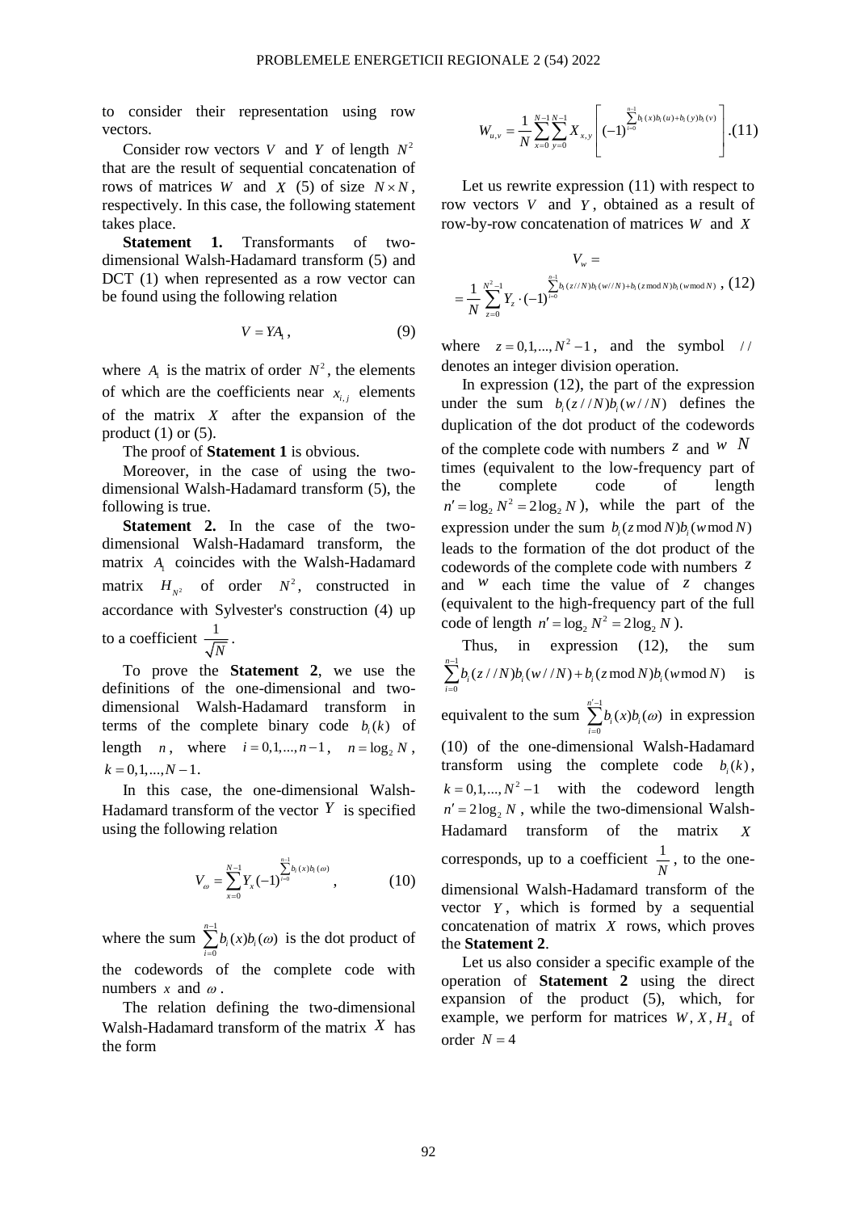to consider their representation using row vectors.

Consider row vectors $V$ and $Y$ of length $N^2$ that are the result of sequential concatenation of rows of matrices $W$ and $X$ (5) of size $N \times N$, respectively. In this case, the following statement takes place.

**Statement 1.** Transformants of two-dimensional Walsh-Hadamard transform (5) and DCT (1) when represented as a row vector can be found using the following relation

$$V = YA_1, \qquad (9)$$

where $A_1$ is the matrix of order $N^2$, the elements of which are the coefficients near $x_{i,j}$ elements of the matrix $X$ after the expansion of the product (1) or (5).

The proof of **Statement 1** is obvious.

Moreover, in the case of using the two-dimensional Walsh-Hadamard transform (5), the following is true.

**Statement 2.** In the case of the two-dimensional Walsh-Hadamard transform, the matrix $A_1$ coincides with the Walsh-Hadamard matrix $H_{N^2}$ of order $N^2$, constructed in accordance with Sylvester's construction (4) up to a coefficient $\frac{1}{\sqrt{N}}$.

To prove the **Statement 2**, we use the definitions of the one-dimensional and two-dimensional Walsh-Hadamard transform in terms of the complete binary code $b_i(k)$ of length $n$, where $i = 0,1,...,n-1$, $n = \log_2 N$, $k = 0,1,...,N-1$.

In this case, the one-dimensional Walsh-Hadamard transform of the vector $Y$ is specified using the following relation

$$V_\omega = \sum_{x=0}^{N-1} Y_x (-1)^{\sum_{i=0}^{n-1} b_i(x) b_i(\omega)}, \qquad (10)$$

where the sum $\sum_{i=0}^{n-1} b_i(x) b_i(\omega)$ is the dot product of the codewords of the complete code with numbers $x$ and $\omega$.

The relation defining the two-dimensional Walsh-Hadamard transform of the matrix $X$ has the form

$$W_{u,v} = \frac{1}{N} \sum_{x=0}^{N-1} \sum_{y=0}^{N-1} X_{x,y} \left[ (-1)^{\sum_{i=0}^{n-1} b_i(x) b_i(u) + b_i(y) b_i(v)} \right]. \qquad (11)$$

Let us rewrite expression (11) with respect to row vectors $V$ and $Y$, obtained as a result of row-by-row concatenation of matrices $W$ and $X$

$$V_w = \frac{1}{N} \sum_{z=0}^{N^2-1} Y_z \cdot (-1)^{\sum_{i=0}^{n-1} b_i(z//N) b_i(w//N) + b_i(z \bmod N) b_i(w \bmod N)}, \qquad (12)$$

where $z = 0,1,...,N^2-1$, and the symbol $//$ denotes an integer division operation.

In expression (12), the part of the expression under the sum $b_i(z//N) b_i(w//N)$ defines the duplication of the dot product of the codewords of the complete code with numbers $z$ and $w$ $N$ times (equivalent to the low-frequency part of the complete code of length $n' = \log_2 N^2 = 2\log_2 N$), while the part of the expression under the sum $b_i(z \bmod N) b_i(w \bmod N)$ leads to the formation of the dot product of the codewords of the complete code with numbers $z$ and $w$ each time the value of $z$ changes (equivalent to the high-frequency part of the full code of length $n' = \log_2 N^2 = 2\log_2 N$).

Thus, in expression (12), the sum $\sum_{i=0}^{n-1} b_i(z//N) b_i(w//N) + b_i(z \bmod N) b_i(w \bmod N)$ is equivalent to the sum $\sum_{i=0}^{n'-1} b_i(x) b_i(\omega)$ in expression (10) of the one-dimensional Walsh-Hadamard transform using the complete code $b_i(k)$, $k = 0,1,...,N^2-1$ with the codeword length $n' = 2\log_2 N$, while the two-dimensional Walsh-Hadamard transform of the matrix $X$ corresponds, up to a coefficient $\frac{1}{N}$, to the one-dimensional Walsh-Hadamard transform of the vector $Y$, which is formed by a sequential concatenation of matrix $X$ rows, which proves the **Statement 2**.

Let us also consider a specific example of the operation of **Statement 2** using the direct expansion of the product (5), which, for example, we perform for matrices $W, X, H_4$ of order $N = 4$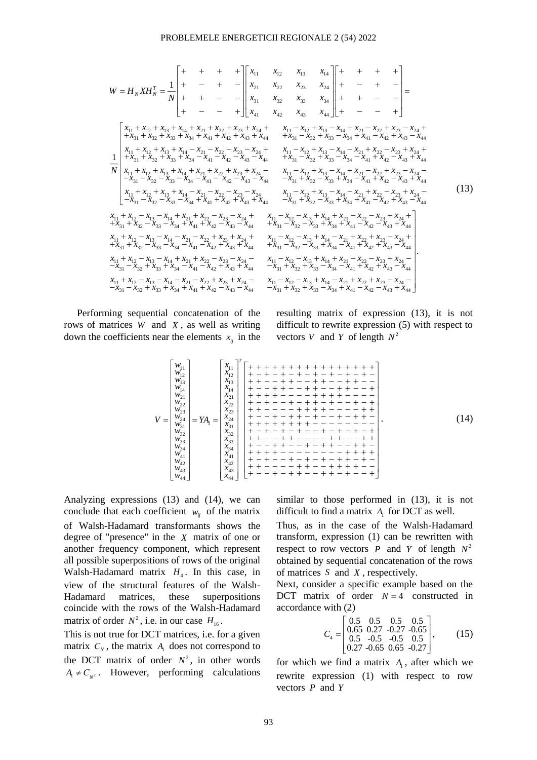$$W = H_N X H_N^T = \frac{1}{N}\begin{bmatrix} + & + & + & + \\ + & - & + & - \\ + & + & - & - \\ + & - & - & + \end{bmatrix}\begin{bmatrix} x_{11} & x_{12} & x_{13} & x_{14} \\ x_{21} & x_{22} & x_{23} & x_{24} \\ x_{31} & x_{32} & x_{33} & x_{34} \\ x_{41} & x_{42} & x_{43} & x_{44} \end{bmatrix}\begin{bmatrix} + & + & + & + \\ + & - & + & - \\ + & + & - & - \\ + & - & - & + \end{bmatrix} =$$

$$\frac{1}{N}\begin{bmatrix}
\begin{matrix} x_{11}+x_{12}+x_{13}+x_{14}+x_{21}+x_{22}+x_{23}+x_{24}+ \\ +x_{31}+x_{32}+x_{33}+x_{34}+x_{41}+x_{42}+x_{43}+x_{44} \end{matrix} & \begin{matrix} x_{11}-x_{12}+x_{13}-x_{14}+x_{21}-x_{22}+x_{23}-x_{24}+ \\ +x_{31}-x_{32}+x_{33}-x_{34}+x_{41}-x_{42}+x_{43}-x_{44} \end{matrix} \\
\begin{matrix} x_{11}+x_{12}+x_{13}+x_{14}-x_{21}-x_{22}-x_{23}-x_{24}+ \\ +x_{31}+x_{32}+x_{33}+x_{34}-x_{41}-x_{42}-x_{43}-x_{44} \end{matrix} & \begin{matrix} x_{11}-x_{12}+x_{13}-x_{14}-x_{21}+x_{22}-x_{23}+x_{24}+ \\ +x_{31}-x_{32}+x_{33}-x_{34}-x_{41}+x_{42}-x_{43}+x_{44} \end{matrix} \\
\begin{matrix} x_{11}+x_{12}+x_{13}+x_{14}+x_{21}+x_{22}+x_{23}+x_{24}- \\ -x_{31}-x_{32}-x_{33}-x_{34}-x_{41}-x_{42}-x_{43}-x_{44} \end{matrix} & \begin{matrix} x_{11}-x_{12}+x_{13}-x_{14}+x_{21}-x_{22}+x_{23}-x_{24}- \\ -x_{31}+x_{32}-x_{33}+x_{34}-x_{41}+x_{42}-x_{43}+x_{44} \end{matrix} \\
\begin{matrix} x_{11}+x_{12}+x_{13}+x_{14}-x_{21}-x_{22}-x_{23}-x_{24} \\ -x_{31}-x_{32}-x_{33}-x_{34}+x_{41}+x_{42}+x_{43}+x_{44} \end{matrix} & \begin{matrix} x_{11}-x_{12}+x_{13}-x_{14}-x_{21}+x_{22}-x_{23}+x_{24}- \\ -x_{31}+x_{32}-x_{33}+x_{34}+x_{41}-x_{42}+x_{43}-x_{44} \end{matrix}
\end{bmatrix} \quad (13)$$

$$\begin{bmatrix}
\begin{matrix} x_{11}+x_{12}-x_{13}-x_{14}+x_{21}+x_{22}-x_{23}-x_{24}+ \\ +x_{31}+x_{32}-x_{33}-x_{34}+x_{41}+x_{42}-x_{43}-x_{44} \end{matrix} & \begin{matrix} x_{11}-x_{12}-x_{13}+x_{14}+x_{21}-x_{22}-x_{23}+x_{24}+ \\ +x_{31}-x_{32}-x_{33}+x_{34}+x_{41}-x_{42}-x_{43}+x_{44} \end{matrix} \\
\begin{matrix} x_{11}+x_{12}-x_{13}-x_{14}-x_{21}-x_{22}+x_{23}+x_{24}+ \\ +x_{31}+x_{32}-x_{33}-x_{34}-x_{41}-x_{42}+x_{43}+x_{44} \end{matrix} & \begin{matrix} x_{11}-x_{12}-x_{13}+x_{14}-x_{21}+x_{22}+x_{23}-x_{24}+ \\ +x_{31}-x_{32}-x_{33}+x_{34}-x_{41}+x_{42}+x_{43}-x_{44} \end{matrix} \\
\begin{matrix} x_{11}+x_{12}-x_{13}-x_{14}+x_{21}+x_{22}-x_{23}-x_{24}- \\ -x_{31}-x_{32}+x_{33}+x_{34}-x_{41}-x_{42}+x_{43}+x_{44} \end{matrix} & \begin{matrix} x_{11}-x_{12}-x_{13}+x_{14}+x_{21}-x_{22}-x_{23}+x_{24}- \\ -x_{31}+x_{32}+x_{33}-x_{34}-x_{41}+x_{42}+x_{43}-x_{44} \end{matrix} \\
\begin{matrix} x_{11}+x_{12}-x_{13}-x_{14}-x_{21}-x_{22}+x_{23}+x_{24}- \\ -x_{31}-x_{32}+x_{33}+x_{34}+x_{41}+x_{42}-x_{43}-x_{44} \end{matrix} & \begin{matrix} x_{11}-x_{12}-x_{13}+x_{14}-x_{21}+x_{22}+x_{23}-x_{24}- \\ -x_{31}+x_{32}+x_{33}-x_{34}+x_{41}-x_{42}-x_{43}+x_{44} \end{matrix}
\end{bmatrix}.$$

Performing sequential concatenation of the rows of matrices $W$ and $X$, as well as writing down the coefficients near the elements $x_{ij}$ in the resulting matrix of expression (13), it is not difficult to rewrite expression (5) with respect to vectors $V$ and $Y$ of length $N^2$

$$V = \begin{bmatrix} w_{11} \\ w_{12} \\ w_{13} \\ w_{14} \\ w_{21} \\ w_{22} \\ w_{23} \\ w_{24} \\ w_{31} \\ w_{32} \\ w_{33} \\ w_{34} \\ w_{41} \\ w_{42} \\ w_{43} \\ w_{44} \end{bmatrix} = YA_1 = \begin{bmatrix} x_{11} \\ x_{12} \\ x_{13} \\ x_{14} \\ x_{21} \\ x_{22} \\ x_{23} \\ x_{24} \\ x_{31} \\ x_{32} \\ x_{33} \\ x_{34} \\ x_{41} \\ x_{42} \\ x_{43} \\ x_{44} \end{bmatrix}^T \begin{bmatrix}
+&+&+&+&+&+&+&+&+&+&+&+&+&+&+&+ \\
+&-&+&-&+&-&+&-&+&-&+&-&+&-&+&- \\
+&+&-&-&+&+&-&-&+&+&-&-&+&+&-&- \\
+&-&-&+&+&-&-&+&+&-&-&+&+&-&-&+ \\
+&+&+&+&-&-&-&-&+&+&+&+&-&-&-&- \\
+&-&+&-&-&+&-&+&+&-&+&-&-&+&-&+ \\
+&+&-&-&-&-&+&+&+&+&-&-&-&-&+&+ \\
+&-&-&+&-&+&+&-&+&-&-&+&-&+&+&- \\
+&+&+&+&+&+&+&+&-&-&-&-&-&-&-&- \\
+&-&+&-&+&-&+&-&-&+&-&+&-&+&-&+ \\
+&+&-&-&+&+&-&-&-&-&+&+&-&-&+&+ \\
+&-&-&+&+&-&-&+&-&+&+&-&-&+&+&- \\
+&+&+&+&-&-&-&-&-&-&-&-&+&+&+&+ \\
+&-&+&-&-&+&-&+&-&+&-&+&+&-&+&- \\
+&+&-&-&-&-&+&+&-&-&+&+&+&+&-&- \\
+&-&-&+&-&+&+&-&-&+&+&-&+&-&-&+
\end{bmatrix}. \quad (14)$$

Analyzing expressions (13) and (14), we can conclude that each coefficient $w_{ij}$ of the matrix of Walsh-Hadamard transformants shows the degree of "presence" in the $X$ matrix of one or another frequency component, which represent all possible superpositions of rows of the original Walsh-Hadamard matrix $H_4$. In this case, in view of the structural features of the Walsh-Hadamard matrices, these superpositions coincide with the rows of the Walsh-Hadamard matrix of order $N^2$, i.e. in our case $H_{16}$.

This is not true for DCT matrices, i.e. for a given matrix $C_N$, the matrix $A_1$ does not correspond to the DCT matrix of order $N^2$, in other words $A_1 \neq C_{N^2}$. However, performing calculations similar to those performed in (13), it is not difficult to find a matrix $A_1$ for DCT as well.

Thus, as in the case of the Walsh-Hadamard transform, expression (1) can be rewritten with respect to row vectors $P$ and $Y$ of length $N^2$ obtained by sequential concatenation of the rows of matrices $S$ and $X$, respectively.

Next, consider a specific example based on the DCT matrix of order $N = 4$ constructed in accordance with (2)

$$C_4 = \begin{bmatrix} 0.5 & 0.5 & 0.5 & 0.5 \\ 0.65 & 0.27 & -0.27 & -0.65 \\ 0.5 & -0.5 & -0.5 & 0.5 \\ 0.27 & -0.65 & 0.65 & -0.27 \end{bmatrix}, \quad (15)$$

for which we find a matrix $A_1$, after which we rewrite expression (1) with respect to row vectors $P$ and $Y$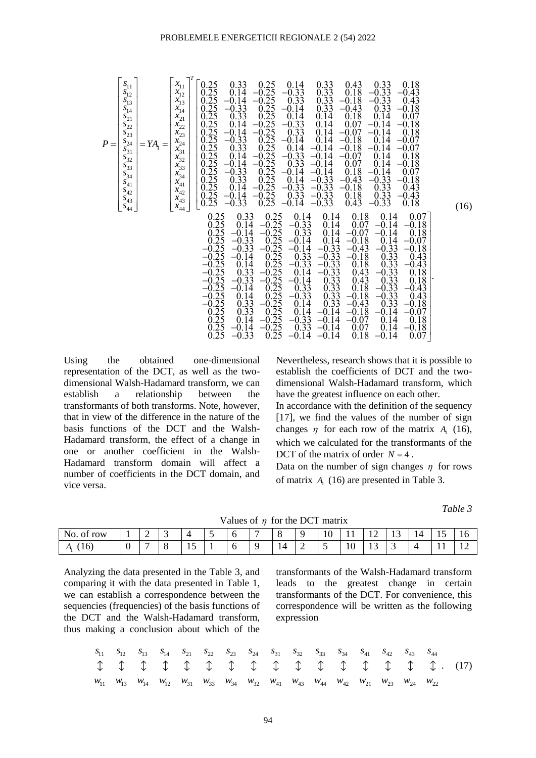$$
P=\begin{bmatrix} s_{11}\\ s_{12}\\ s_{13}\\ s_{14}\\ s_{21}\\ s_{22}\\ s_{23}\\ s_{24}\\ s_{31}\\ s_{32}\\ s_{33}\\ s_{34}\\ s_{41}\\ s_{42}\\ s_{43}\\ s_{44} \end{bmatrix} = YA_1 = \begin{bmatrix} x_{11}\\ x_{12}\\ x_{13}\\ x_{14}\\ x_{21}\\ x_{22}\\ x_{23}\\ x_{24}\\ x_{31}\\ x_{32}\\ x_{33}\\ x_{34}\\ x_{41}\\ x_{42}\\ x_{43}\\ x_{44} \end{bmatrix}^T
\begin{bmatrix}
0.25 & 0.33 & 0.25 & 0.14 & 0.33 & 0.43 & 0.33 & 0.18 & 0.25 & 0.33 & 0.25 & 0.14 & 0.14 & 0.18 & 0.14 & 0.07\\
0.25 & 0.14 & -0.25 & -0.33 & 0.33 & 0.18 & -0.33 & -0.43 & 0.25 & 0.14 & -0.25 & -0.33 & 0.14 & 0.07 & -0.14 & -0.18\\
0.25 & -0.14 & -0.25 & 0.33 & 0.33 & -0.18 & -0.33 & 0.43 & 0.25 & -0.14 & -0.25 & 0.33 & 0.14 & -0.07 & -0.14 & 0.18\\
0.25 & -0.33 & 0.25 & -0.14 & 0.33 & -0.43 & 0.33 & -0.18 & 0.25 & -0.33 & 0.25 & -0.14 & 0.14 & -0.18 & 0.14 & -0.07\\
0.25 & 0.33 & 0.25 & 0.14 & 0.14 & 0.18 & 0.14 & 0.07 & -0.25 & -0.33 & -0.25 & -0.14 & -0.33 & -0.43 & -0.33 & -0.18\\
0.25 & 0.14 & -0.25 & -0.33 & 0.14 & 0.07 & -0.14 & -0.18 & -0.25 & -0.14 & 0.25 & 0.33 & -0.33 & -0.18 & 0.33 & 0.43\\
0.25 & -0.14 & -0.25 & 0.33 & 0.14 & -0.07 & -0.14 & 0.18 & -0.25 & 0.14 & 0.25 & -0.33 & -0.33 & 0.18 & 0.33 & -0.43\\
0.25 & -0.33 & 0.25 & -0.14 & 0.14 & -0.18 & 0.14 & -0.07 & -0.25 & 0.33 & -0.25 & 0.14 & -0.33 & 0.43 & -0.33 & 0.18\\
0.25 & 0.33 & 0.25 & 0.14 & -0.14 & -0.18 & -0.14 & -0.07 & -0.25 & -0.33 & -0.25 & -0.14 & 0.33 & 0.43 & 0.33 & 0.18\\
0.25 & 0.14 & -0.25 & -0.33 & -0.14 & -0.07 & 0.14 & 0.18 & -0.25 & -0.14 & 0.25 & 0.33 & 0.33 & 0.18 & -0.33 & -0.43\\
0.25 & -0.14 & -0.25 & 0.33 & -0.14 & 0.07 & 0.14 & -0.18 & -0.25 & 0.14 & 0.25 & -0.33 & 0.33 & -0.18 & -0.33 & 0.43\\
0.25 & -0.33 & 0.25 & -0.14 & -0.14 & 0.18 & -0.14 & 0.07 & -0.25 & 0.33 & -0.25 & 0.14 & 0.33 & -0.43 & 0.33 & -0.18\\
0.25 & 0.33 & 0.25 & 0.14 & -0.33 & -0.43 & -0.33 & -0.18 & 0.25 & 0.33 & 0.25 & 0.14 & -0.14 & -0.18 & -0.14 & -0.07\\
0.25 & 0.14 & -0.25 & -0.33 & -0.33 & -0.18 & 0.33 & 0.43 & 0.25 & 0.14 & -0.25 & -0.33 & -0.14 & -0.07 & 0.14 & 0.18\\
0.25 & -0.14 & -0.25 & 0.33 & -0.33 & 0.18 & 0.33 & -0.43 & 0.25 & -0.14 & -0.25 & 0.33 & -0.14 & 0.07 & 0.14 & -0.18\\
0.25 & -0.33 & 0.25 & -0.14 & -0.33 & 0.43 & -0.33 & 0.18 & 0.25 & -0.33 & 0.25 & -0.14 & -0.14 & 0.18 & -0.14 & 0.07
\end{bmatrix}. \quad (16)
$$

Using the obtained one-dimensional representation of the DCT, as well as the two-dimensional Walsh-Hadamard transform, we can establish a relationship between the transformants of both transforms. Note, however, that in view of the difference in the nature of the basis functions of the DCT and the Walsh-Hadamard transform, the effect of a change in one or another coefficient in the Walsh-Hadamard transform domain will affect a number of coefficients in the DCT domain, and vice versa.

Nevertheless, research shows that it is possible to establish the coefficients of DCT and the two-dimensional Walsh-Hadamard transform, which have the greatest influence on each other.

In accordance with the definition of the sequency [17], we find the values of the number of sign changes $\eta$ for each row of the matrix $A_1$ (16), which we calculated for the transformants of the DCT of the matrix of order $N=4$.

Data on the number of sign changes $\eta$ for rows of matrix $A_1$ (16) are presented in Table 3.

*Table 3*

Values of $\eta$ for the DCT matrix

| No. of row | 1 | 2 | 3 | 4 | 5 | 6 | 7 | 8 | 9 | 10 | 11 | 12 | 13 | 14 | 15 | 16 |
|---|---|---|---|---|---|---|---|---|---|---|---|---|---|---|---|---|
| $A_1$ (16) | 0 | 7 | 8 | 15 | 1 | 6 | 9 | 14 | 2 | 5 | 10 | 13 | 3 | 4 | 11 | 12 |

Analyzing the data presented in the Table 3, and comparing it with the data presented in Table 1, we can establish a correspondence between the sequencies (frequencies) of the basis functions of the DCT and the Walsh-Hadamard transform, thus making a conclusion about which of the transformants of the Walsh-Hadamard transform leads to the greatest change in certain transformants of the DCT. For convenience, this correspondence will be written as the following expression

$$
\begin{matrix}
s_{11} & s_{12} & s_{13} & s_{14} & s_{21} & s_{22} & s_{23} & s_{24} & s_{31} & s_{32} & s_{33} & s_{34} & s_{41} & s_{42} & s_{43} & s_{44}\\
\updownarrow & \updownarrow & \updownarrow & \updownarrow & \updownarrow & \updownarrow & \updownarrow & \updownarrow & \updownarrow & \updownarrow & \updownarrow & \updownarrow & \updownarrow & \updownarrow & \updownarrow & \updownarrow\\
w_{11} & w_{13} & w_{14} & w_{12} & w_{31} & w_{33} & w_{34} & w_{32} & w_{41} & w_{43} & w_{44} & w_{42} & w_{21} & w_{23} & w_{24} & w_{22}
\end{matrix}. \quad (17)
$$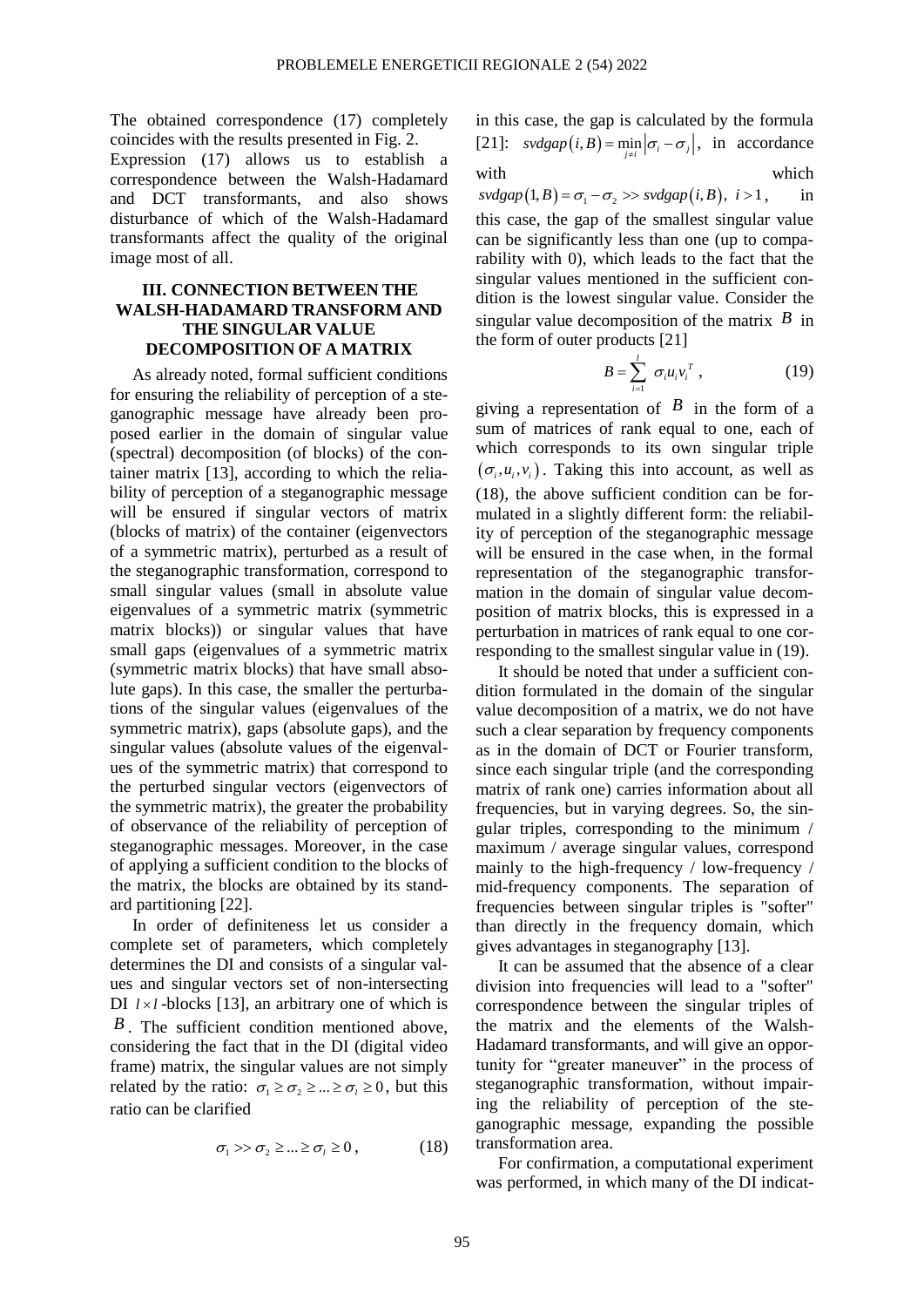The obtained correspondence (17) completely coincides with the results presented in Fig. 2.

Expression (17) allows us to establish a correspondence between the Walsh-Hadamard and DCT transformants, and also shows disturbance of which of the Walsh-Hadamard transformants affect the quality of the original image most of all.

### III. CONNECTION BETWEEN THE WALSH-HADAMARD TRANSFORM AND THE SINGULAR VALUE DECOMPOSITION OF A MATRIX

As already noted, formal sufficient conditions for ensuring the reliability of perception of a steganographic message have already been proposed earlier in the domain of singular value (spectral) decomposition (of blocks) of the container matrix [13], according to which the reliability of perception of a steganographic message will be ensured if singular vectors of matrix (blocks of matrix) of the container (eigenvectors of a symmetric matrix), perturbed as a result of the steganographic transformation, correspond to small singular values (small in absolute value eigenvalues of a symmetric matrix (symmetric matrix blocks)) or singular values that have small gaps (eigenvalues of a symmetric matrix (symmetric matrix blocks) that have small absolute gaps). In this case, the smaller the perturbations of the singular values (eigenvalues of the symmetric matrix), gaps (absolute gaps), and the singular values (absolute values of the eigenvalues of the symmetric matrix) that correspond to the perturbed singular vectors (eigenvectors of the symmetric matrix), the greater the probability of observance of the reliability of perception of steganographic messages. Moreover, in the case of applying a sufficient condition to the blocks of the matrix, the blocks are obtained by its standard partitioning [22].

In order of definiteness let us consider a complete set of parameters, which completely determines the DI and consists of a singular values and singular vectors set of non-intersecting DI $l \times l$-blocks [13], an arbitrary one of which is $B$. The sufficient condition mentioned above, considering the fact that in the DI (digital video frame) matrix, the singular values are not simply related by the ratio: $\sigma_1 \geq \sigma_2 \geq ... \geq \sigma_l \geq 0$, but this ratio can be clarified

$$\sigma_1 >> \sigma_2 \geq ... \geq \sigma_l \geq 0 , \qquad (18)$$

in this case, the gap is calculated by the formula [21]: $svdgap(i, B) = \min_{j \neq i} |\sigma_i - \sigma_j|$, in accordance with which $svdgap(1, B) = \sigma_1 - \sigma_2 >> svdgap(i, B),\ i > 1$, in this case, the gap of the smallest singular value can be significantly less than one (up to comparability with 0), which leads to the fact that the singular values mentioned in the sufficient condition is the lowest singular value. Consider the singular value decomposition of the matrix $B$ in the form of outer products [21]

$$B = \sum_{i=1}^{l} \sigma_i u_i v_i^T , \qquad (19)$$

giving a representation of $B$ in the form of a sum of matrices of rank equal to one, each of which corresponds to its own singular triple $(\sigma_i, u_i, v_i)$. Taking this into account, as well as (18), the above sufficient condition can be formulated in a slightly different form: the reliability of perception of the steganographic message will be ensured in the case when, in the formal representation of the steganographic transformation in the domain of singular value decomposition of matrix blocks, this is expressed in a perturbation in matrices of rank equal to one corresponding to the smallest singular value in (19).

It should be noted that under a sufficient condition formulated in the domain of the singular value decomposition of a matrix, we do not have such a clear separation by frequency components as in the domain of DCT or Fourier transform, since each singular triple (and the corresponding matrix of rank one) carries information about all frequencies, but in varying degrees. So, the singular triples, corresponding to the minimum / maximum / average singular values, correspond mainly to the high-frequency / low-frequency / mid-frequency components. The separation of frequencies between singular triples is "softer" than directly in the frequency domain, which gives advantages in steganography [13].

It can be assumed that the absence of a clear division into frequencies will lead to a "softer" correspondence between the singular triples of the matrix and the elements of the Walsh-Hadamard transformants, and will give an opportunity for "greater maneuver" in the process of steganographic transformation, without impairing the reliability of perception of the steganographic message, expanding the possible transformation area.

For confirmation, a computational experiment was performed, in which many of the DI indicat-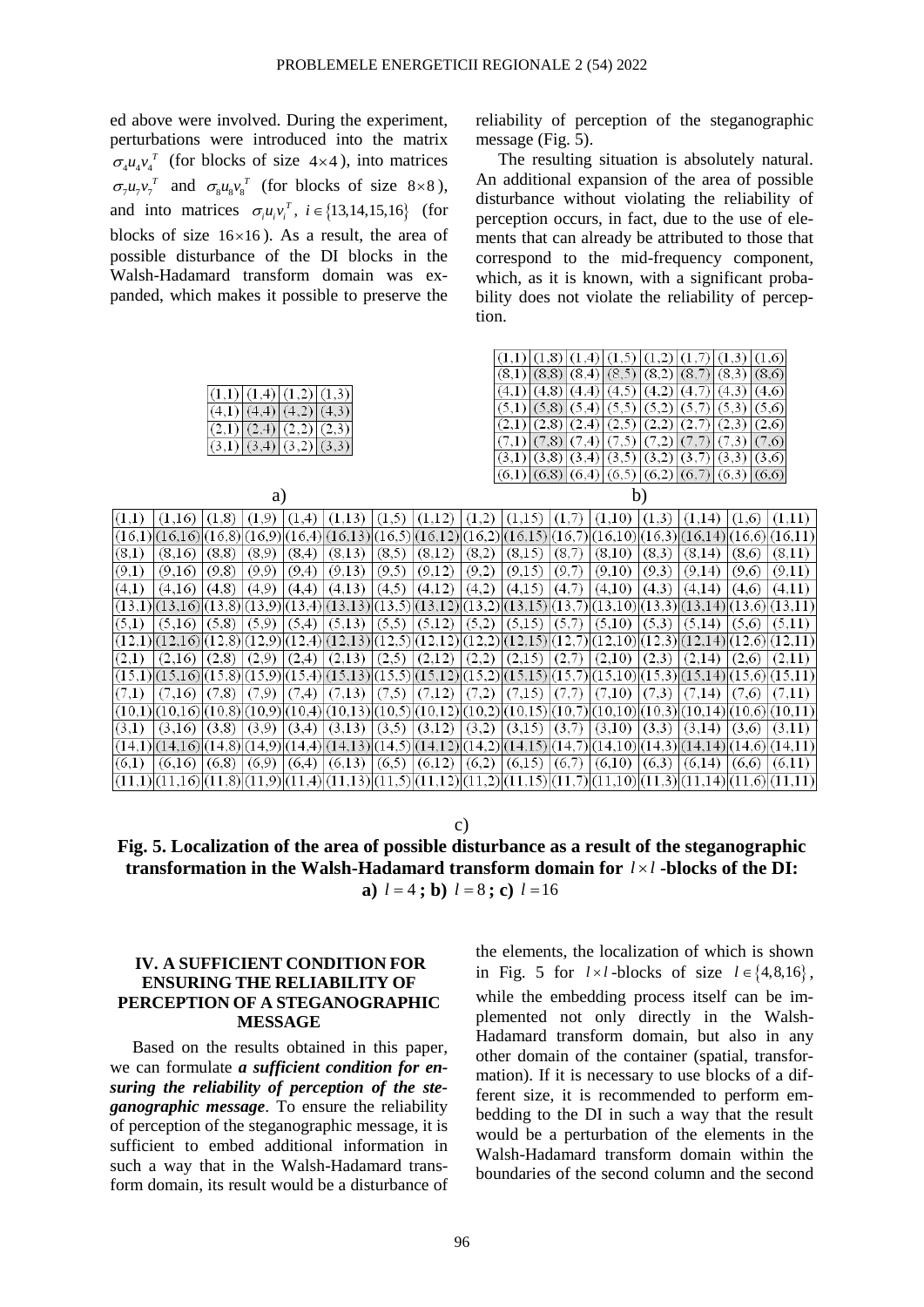ed above were involved. During the experiment, perturbations were introduced into the matrix $\sigma_4 u_4 v_4^T$ (for blocks of size $4\times4$), into matrices $\sigma_7 u_7 v_7^T$ and $\sigma_8 u_8 v_8^T$ (for blocks of size $8\times8$), and into matrices $\sigma_i u_i v_i^T$, $i\in\{13,14,15,16\}$ (for blocks of size $16\times16$). As a result, the area of possible disturbance of the DI blocks in the Walsh-Hadamard transform domain was expanded, which makes it possible to preserve the reliability of perception of the steganographic message (Fig. 5).

The resulting situation is absolutely natural. An additional expansion of the area of possible disturbance without violating the reliability of perception occurs, in fact, due to the use of elements that can already be attributed to those that correspond to the mid-frequency component, which, as it is known, with a significant probability does not violate the reliability of perception.

| (1,1) | (1,4) | (1,2) | (1,3) |
|---|---|---|---|
| (4,1) | (4,4) | (4,2) | (4,3) |
| (2,1) | (2,4) | (2,2) | (2,3) |
| (3,1) | (3,4) | (3,2) | (3,3) |

a)

| (1,1) | (1,8) | (1,4) | (1,5) | (1,2) | (1,7) | (1,3) | (1,6) |
|---|---|---|---|---|---|---|---|
| (8,1) | (8,8) | (8,4) | (8,5) | (8,2) | (8,7) | (8,3) | (8,6) |
| (4,1) | (4,8) | (4,4) | (4,5) | (4,2) | (4,7) | (4,3) | (4,6) |
| (5,1) | (5,8) | (5,4) | (5,5) | (5,2) | (5,7) | (5,3) | (5,6) |
| (2,1) | (2,8) | (2,4) | (2,5) | (2,2) | (2,7) | (2,3) | (2,6) |
| (7,1) | (7,8) | (7,4) | (7,5) | (7,2) | (7,7) | (7,3) | (7,6) |
| (3,1) | (3,8) | (3,4) | (3,5) | (3,2) | (3,7) | (3,3) | (3,6) |
| (6,1) | (6,8) | (6,4) | (6,5) | (6,2) | (6,7) | (6,3) | (6,6) |

b)

| (1,1) | (1,16) | (1,8) | (1,9) | (1,4) | (1,13) | (1,5) | (1,12) | (1,2) | (1,15) | (1,7) | (1,10) | (1,3) | (1,14) | (1,6) | (1,11) |
|---|---|---|---|---|---|---|---|---|---|---|---|---|---|---|---|
| (16,1) | (16,16) | (16,8) | (16,9) | (16,4) | (16,13) | (16,5) | (16,12) | (16,2) | (16,15) | (16,7) | (16,10) | (16,3) | (16,14) | (16,6) | (16,11) |
| (8,1) | (8,16) | (8,8) | (8,9) | (8,4) | (8,13) | (8,5) | (8,12) | (8,2) | (8,15) | (8,7) | (8,10) | (8,3) | (8,14) | (8,6) | (8,11) |
| (9,1) | (9,16) | (9,8) | (9,9) | (9,4) | (9,13) | (9,5) | (9,12) | (9,2) | (9,15) | (9,7) | (9,10) | (9,3) | (9,14) | (9,6) | (9,11) |
| (4,1) | (4,16) | (4,8) | (4,9) | (4,4) | (4,13) | (4,5) | (4,12) | (4,2) | (4,15) | (4,7) | (4,10) | (4,3) | (4,14) | (4,6) | (4,11) |
| (13,1) | (13,16) | (13,8) | (13,9) | (13,4) | (13,13) | (13,5) | (13,12) | (13,2) | (13,15) | (13,7) | (13,10) | (13,3) | (13,14) | (13,6) | (13,11) |
| (5,1) | (5,16) | (5,8) | (5,9) | (5,4) | (5,13) | (5,5) | (5,12) | (5,2) | (5,15) | (5,7) | (5,10) | (5,3) | (5,14) | (5,6) | (5,11) |
| (12,1) | (12,16) | (12,8) | (12,9) | (12,4) | (12,13) | (12,5) | (12,12) | (12,2) | (12,15) | (12,7) | (12,10) | (12,3) | (12,14) | (12,6) | (12,11) |
| (2,1) | (2,16) | (2,8) | (2,9) | (2,4) | (2,13) | (2,5) | (2,12) | (2,2) | (2,15) | (2,7) | (2,10) | (2,3) | (2,14) | (2,6) | (2,11) |
| (15,1) | (15,16) | (15,8) | (15,9) | (15,4) | (15,13) | (15,5) | (15,12) | (15,2) | (15,15) | (15,7) | (15,10) | (15,3) | (15,14) | (15,6) | (15,11) |
| (7,1) | (7,16) | (7,8) | (7,9) | (7,4) | (7,13) | (7,5) | (7,12) | (7,2) | (7,15) | (7,7) | (7,10) | (7,3) | (7,14) | (7,6) | (7,11) |
| (10,1) | (10,16) | (10,8) | (10,9) | (10,4) | (10,13) | (10,5) | (10,12) | (10,2) | (10,15) | (10,7) | (10,10) | (10,3) | (10,14) | (10,6) | (10,11) |
| (3,1) | (3,16) | (3,8) | (3,9) | (3,4) | (3,13) | (3,5) | (3,12) | (3,2) | (3,15) | (3,7) | (3,10) | (3,3) | (3,14) | (3,6) | (3,11) |
| (14,1) | (14,16) | (14,8) | (14,9) | (14,4) | (14,13) | (14,5) | (14,12) | (14,2) | (14,15) | (14,7) | (14,10) | (14,3) | (14,14) | (14,6) | (14,11) |
| (6,1) | (6,16) | (6,8) | (6,9) | (6,4) | (6,13) | (6,5) | (6,12) | (6,2) | (6,15) | (6,7) | (6,10) | (6,3) | (6,14) | (6,6) | (6,11) |
| (11,1) | (11,16) | (11,8) | (11,9) | (11,4) | (11,13) | (11,5) | (11,12) | (11,2) | (11,15) | (11,7) | (11,10) | (11,3) | (11,14) | (11,6) | (11,11) |

c)

**Fig. 5. Localization of the area of possible disturbance as a result of the steganographic transformation in the Walsh-Hadamard transform domain for $l\times l$-blocks of the DI: a) $l=4$; b) $l=8$; c) $l=16$**

## IV. A SUFFICIENT CONDITION FOR ENSURING THE RELIABILITY OF PERCEPTION OF A STEGANOGRAPHIC MESSAGE

Based on the results obtained in this paper, we can formulate ***a sufficient condition for ensuring the reliability of perception of the steganographic message***. To ensure the reliability of perception of the steganographic message, it is sufficient to embed additional information in such a way that in the Walsh-Hadamard transform domain, its result would be a disturbance of the elements, the localization of which is shown in Fig. 5 for $l\times l$-blocks of size $l\in\{4,8,16\}$, while the embedding process itself can be implemented not only directly in the Walsh-Hadamard transform domain, but also in any other domain of the container (spatial, transformation). If it is necessary to use blocks of a different size, it is recommended to perform embedding to the DI in such a way that the result would be a perturbation of the elements in the Walsh-Hadamard transform domain within the boundaries of the second column and the second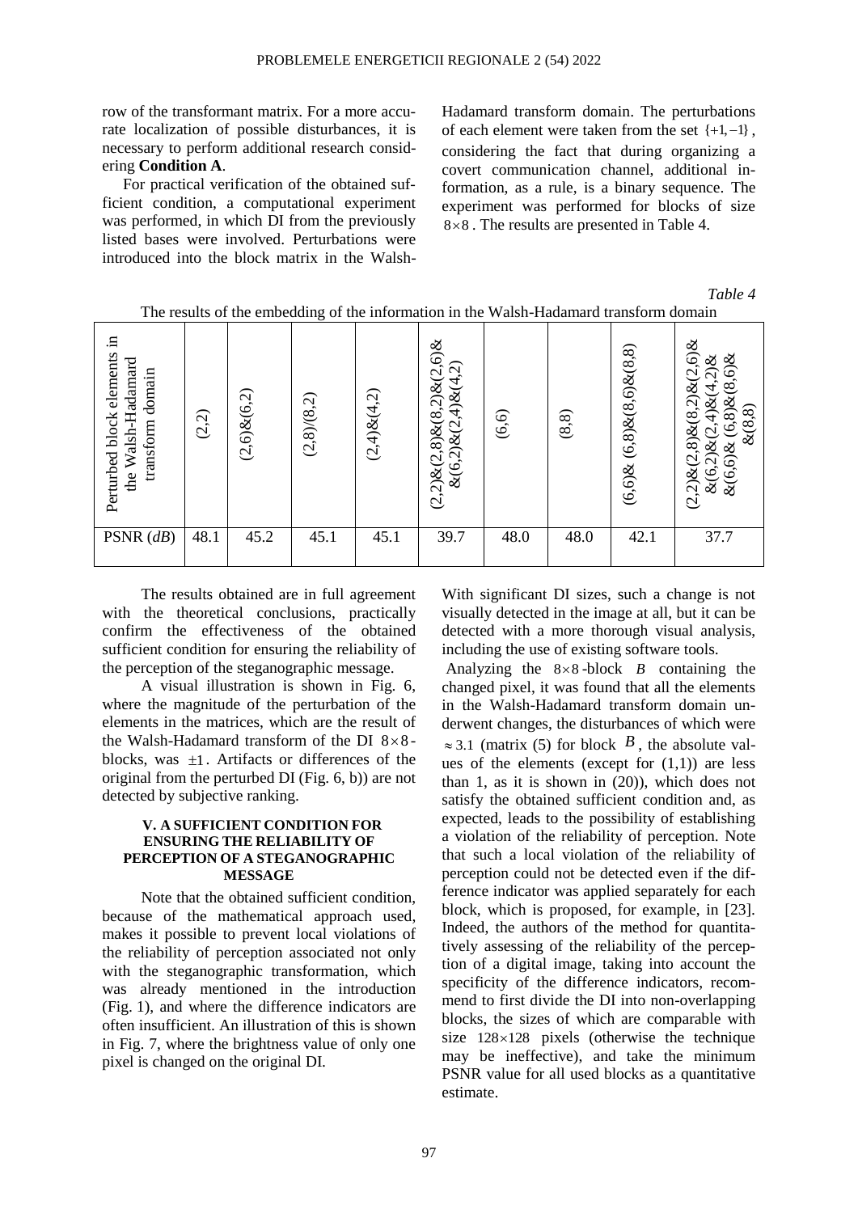row of the transformant matrix. For a more accurate localization of possible disturbances, it is necessary to perform additional research considering **Condition A**.

For practical verification of the obtained sufficient condition, a computational experiment was performed, in which DI from the previously listed bases were involved. Perturbations were introduced into the block matrix in the Walsh-Hadamard transform domain. The perturbations of each element were taken from the set $\{+1,-1\}$, considering the fact that during organizing a covert communication channel, additional information, as a rule, is a binary sequence. The experiment was performed for blocks of size $8\times8$. The results are presented in Table 4.

*Table 4*

The results of the embedding of the information in the Walsh-Hadamard transform domain

| Perturbed block elements in the Walsh-Hadamard transform domain | (2,2) | (2,6)&(6,2) | (2,8)/(8,2) | (2,4)&(4,2) | (2,2)&(2,8)&(8,2)&(2,6)&&(6,2)&(2,4)&(4,2) | (6,6) | (8,8) | (6,6)& (6,8)&(8,6)&(8,8) | (2,2)&(2,8)&(8,2)&(2,6)&&(6,2)&(2,4)&(4,2)&&(6,6)& (6,8)&(8,6)&&(8,8) |
|---|---|---|---|---|---|---|---|---|---|
| PSNR (*dB*) | 48.1 | 45.2 | 45.1 | 45.1 | 39.7 | 48.0 | 48.0 | 42.1 | 37.7 |

The results obtained are in full agreement with the theoretical conclusions, practically confirm the effectiveness of the obtained sufficient condition for ensuring the reliability of the perception of the steganographic message.

A visual illustration is shown in Fig. 6, where the magnitude of the perturbation of the elements in the matrices, which are the result of the Walsh-Hadamard transform of the DI $8\times8$-blocks, was $\pm1$. Artifacts or differences of the original from the perturbed DI (Fig. 6, b)) are not detected by subjective ranking.

## V. A SUFFICIENT CONDITION FOR ENSURING THE RELIABILITY OF PERCEPTION OF A STEGANOGRAPHIC MESSAGE

Note that the obtained sufficient condition, because of the mathematical approach used, makes it possible to prevent local violations of the reliability of perception associated not only with the steganographic transformation, which was already mentioned in the introduction (Fig. 1), and where the difference indicators are often insufficient. An illustration of this is shown in Fig. 7, where the brightness value of only one pixel is changed on the original DI.

With significant DI sizes, such a change is not visually detected in the image at all, but it can be detected with a more thorough visual analysis, including the use of existing software tools.

Analyzing the $8\times8$-block $B$ containing the changed pixel, it was found that all the elements in the Walsh-Hadamard transform domain underwent changes, the disturbances of which were $\approx 3.1$ (matrix (5) for block $B$, the absolute values of the elements (except for (1,1)) are less than 1, as it is shown in (20)), which does not satisfy the obtained sufficient condition and, as expected, leads to the possibility of establishing a violation of the reliability of perception. Note that such a local violation of the reliability of perception could not be detected even if the difference indicator was applied separately for each block, which is proposed, for example, in [23]. Indeed, the authors of the method for quantitatively assessing of the reliability of the perception of a digital image, taking into account the specificity of the difference indicators, recommend to first divide the DI into non-overlapping blocks, the sizes of which are comparable with size $128\times128$ pixels (otherwise the technique may be ineffective), and take the minimum PSNR value for all used blocks as a quantitative estimate.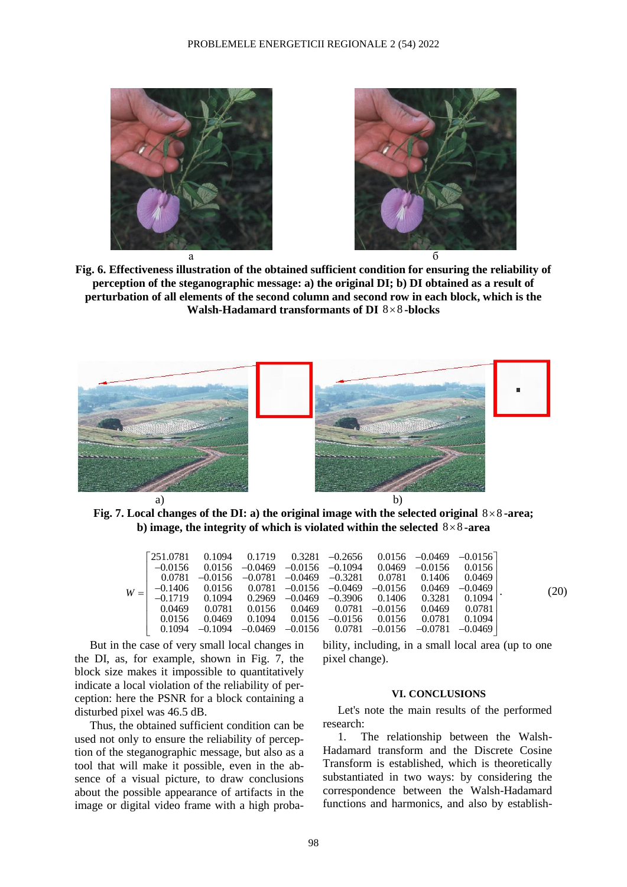**Fig. 6. Effectiveness illustration of the obtained sufficient condition for ensuring the reliability of perception of the steganographic message: a) the original DI; b) DI obtained as a result of perturbation of all elements of the second column and second row in each block, which is the Walsh-Hadamard transformants of DI $8\times8$-blocks**

**Fig. 7. Local changes of the DI: a) the original image with the selected original $8\times8$-area; b) image, the integrity of which is violated within the selected $8\times8$-area**

$$W=\begin{bmatrix} 251.0781 & 0.1094 & 0.1719 & 0.3281 & -0.2656 & 0.0156 & -0.0469 & -0.0156 \\ -0.0156 & 0.0156 & -0.0469 & -0.0156 & -0.1094 & 0.0469 & -0.0156 & 0.0156 \\ 0.0781 & -0.0156 & -0.0781 & -0.0469 & -0.3281 & 0.0781 & 0.1406 & 0.0469 \\ -0.1406 & 0.0156 & 0.0781 & -0.0156 & -0.0469 & -0.0156 & 0.0469 & -0.0469 \\ -0.1719 & 0.1094 & 0.2969 & -0.0469 & -0.3906 & 0.1406 & 0.3281 & 0.1094 \\ 0.0469 & 0.0781 & 0.0156 & 0.0469 & 0.0781 & -0.0156 & 0.0469 & 0.0781 \\ 0.0156 & 0.0469 & 0.1094 & 0.0156 & -0.0156 & 0.0156 & 0.0781 & 0.1094 \\ 0.1094 & -0.1094 & -0.0469 & -0.0156 & 0.0781 & -0.0156 & -0.0781 & -0.0469 \end{bmatrix}. \quad (20)$$

But in the case of very small local changes in the DI, as, for example, shown in Fig. 7, the block size makes it impossible to quantitatively indicate a local violation of the reliability of perception: here the PSNR for a block containing a disturbed pixel was 46.5 dB.

Thus, the obtained sufficient condition can be used not only to ensure the reliability of perception of the steganographic message, but also as a tool that will make it possible, even in the absence of a visual picture, to draw conclusions about the possible appearance of artifacts in the image or digital video frame with a high probability, including, in a small local area (up to one pixel change).

## VI. CONCLUSIONS

Let's note the main results of the performed research:

1. The relationship between the Walsh-Hadamard transform and the Discrete Cosine Transform is established, which is theoretically substantiated in two ways: by considering the correspondence between the Walsh-Hadamard functions and harmonics, and also by establish-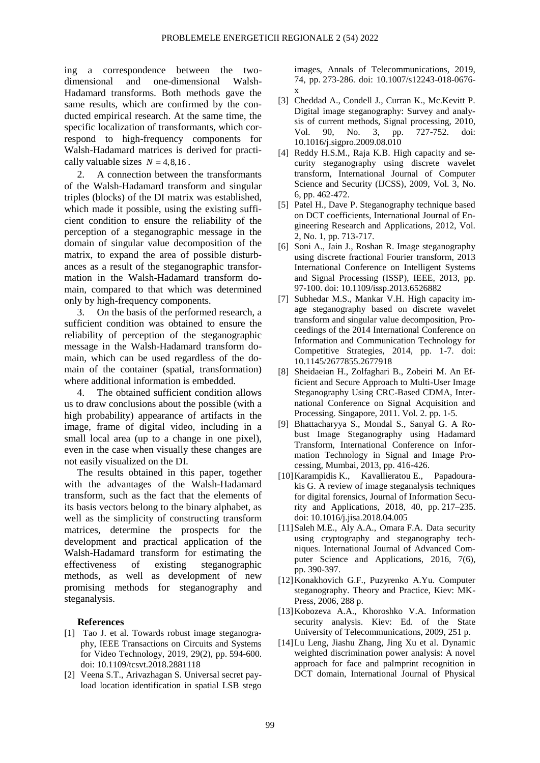ing a correspondence between the two-dimensional and one-dimensional Walsh-Hadamard transforms. Both methods gave the same results, which are confirmed by the conducted empirical research. At the same time, the specific localization of transformants, which correspond to high-frequency components for Walsh-Hadamard matrices is derived for practically valuable sizes $N = 4, 8, 16$.

2. A connection between the transformants of the Walsh-Hadamard transform and singular triples (blocks) of the DI matrix was established, which made it possible, using the existing sufficient condition to ensure the reliability of the perception of a steganographic message in the domain of singular value decomposition of the matrix, to expand the area of possible disturbances as a result of the steganographic transformation in the Walsh-Hadamard transform domain, compared to that which was determined only by high-frequency components.

3. On the basis of the performed research, a sufficient condition was obtained to ensure the reliability of perception of the steganographic message in the Walsh-Hadamard transform domain, which can be used regardless of the domain of the container (spatial, transformation) where additional information is embedded.

4. The obtained sufficient condition allows us to draw conclusions about the possible (with a high probability) appearance of artifacts in the image, frame of digital video, including in a small local area (up to a change in one pixel), even in the case when visually these changes are not easily visualized on the DI.

The results obtained in this paper, together with the advantages of the Walsh-Hadamard transform, such as the fact that the elements of its basis vectors belong to the binary alphabet, as well as the simplicity of constructing transform matrices, determine the prospects for the development and practical application of the Walsh-Hadamard transform for estimating the effectiveness of existing steganographic methods, as well as development of new promising methods for steganography and steganalysis.

## References

[1] Tao J. et al. Towards robust image steganography, IEEE Transactions on Circuits and Systems for Video Technology, 2019, 29(2), pp. 594-600. doi: 10.1109/tcsvt.2018.2881118

[2] Veena S.T., Arivazhagan S. Universal secret payload location identification in spatial LSB stego images, Annals of Telecommunications, 2019, 74, pp. 273-286. doi: 10.1007/s12243-018-0676-x

[3] Cheddad A., Condell J., Curran K., Mc.Kevitt P. Digital image steganography: Survey and analysis of current methods, Signal processing, 2010, Vol. 90, No. 3, pp. 727-752. doi: 10.1016/j.sigpro.2009.08.010

[4] Reddy H.S.M., Raja K.B. High capacity and security steganography using discrete wavelet transform, International Journal of Computer Science and Security (IJCSS), 2009, Vol. 3, No. 6, pp. 462-472.

[5] Patel H., Dave P. Steganography technique based on DCT coefficients, International Journal of Engineering Research and Applications, 2012, Vol. 2, No. 1, pp. 713-717.

[6] Soni A., Jain J., Roshan R. Image steganography using discrete fractional Fourier transform, 2013 International Conference on Intelligent Systems and Signal Processing (ISSP), IEEE, 2013, pp. 97-100. doi: 10.1109/issp.2013.6526882

[7] Subhedar M.S., Mankar V.H. High capacity image steganography based on discrete wavelet transform and singular value decomposition, Proceedings of the 2014 International Conference on Information and Communication Technology for Competitive Strategies, 2014, pp. 1-7. doi: 10.1145/2677855.2677918

[8] Sheidaeian H., Zolfaghari B., Zobeiri M. An Efficient and Secure Approach to Multi-User Image Steganography Using CRC-Based CDMA, International Conference on Signal Acquisition and Processing. Singapore, 2011. Vol. 2. pp. 1-5.

[9] Bhattacharyya S., Mondal S., Sanyal G. A Robust Image Steganography using Hadamard Transform, International Conference on Information Technology in Signal and Image Processing, Mumbai, 2013, pp. 416-426.

[10] Karampidis K., Kavallieratou E., Papadourakis G. A review of image steganalysis techniques for digital forensics, Journal of Information Security and Applications, 2018, 40, pp. 217–235. doi: 10.1016/j.jisa.2018.04.005

[11] Saleh M.E., Aly A.A., Omara F.A. Data security using cryptography and steganography techniques. International Journal of Advanced Computer Science and Applications, 2016, 7(6), pp. 390-397.

[12] Konakhovich G.F., Puzyrenko A.Yu. Computer steganography. Theory and Practice, Kiev: MK-Press, 2006, 288 p.

[13] Kobozeva A.A., Khoroshko V.A. Information security analysis. Kiev: Ed. of the State University of Telecommunications, 2009, 251 p.

[14] Lu Leng, Jiashu Zhang, Jing Xu et al. Dynamic weighted discrimination power analysis: A novel approach for face and palmprint recognition in DCT domain, International Journal of Physical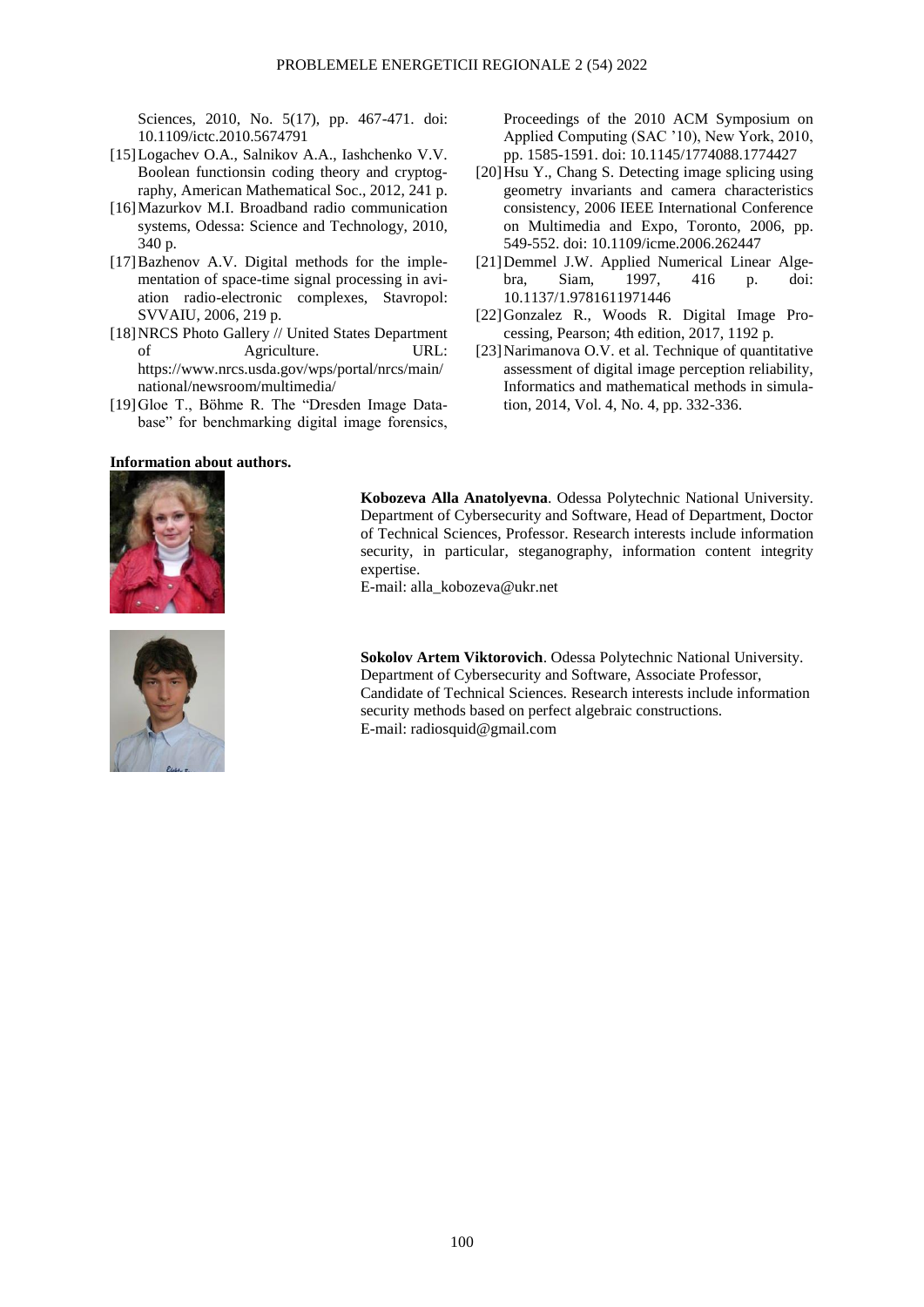Sciences, 2010, No. 5(17), pp. 467-471. doi: 10.1109/ictc.2010.5674791

[15] Logachev O.A., Salnikov A.A., Iashchenko V.V. Boolean functionsin coding theory and cryptography, American Mathematical Soc., 2012, 241 p.

[16] Mazurkov M.I. Broadband radio communication systems, Odessa: Science and Technology, 2010, 340 p.

[17] Bazhenov A.V. Digital methods for the implementation of space-time signal processing in aviation radio-electronic complexes, Stavropol: SVVAIU, 2006, 219 p.

[18] NRCS Photo Gallery // United States Department of Agriculture. URL: https://www.nrcs.usda.gov/wps/portal/nrcs/main/national/newsroom/multimedia/

[19] Gloe T., Böhme R. The "Dresden Image Database" for benchmarking digital image forensics, Proceedings of the 2010 ACM Symposium on Applied Computing (SAC '10), New York, 2010, pp. 1585-1591. doi: 10.1145/1774088.1774427

[20] Hsu Y., Chang S. Detecting image splicing using geometry invariants and camera characteristics consistency, 2006 IEEE International Conference on Multimedia and Expo, Toronto, 2006, pp. 549-552. doi: 10.1109/icme.2006.262447

[21] Demmel J.W. Applied Numerical Linear Algebra, Siam, 1997, 416 p. doi: 10.1137/1.9781611971446

[22] Gonzalez R., Woods R. Digital Image Processing, Pearson; 4th edition, 2017, 1192 p.

[23] Narimanova O.V. et al. Technique of quantitative assessment of digital image perception reliability, Informatics and mathematical methods in simulation, 2014, Vol. 4, No. 4, pp. 332-336.

**Information about authors.**

**Kobozeva Alla Anatolyevna**. Odessa Polytechnic National University. Department of Cybersecurity and Software, Head of Department, Doctor of Technical Sciences, Professor. Research interests include information security, in particular, steganography, information content integrity expertise.
E-mail: alla_kobozeva@ukr.net

**Sokolov Artem Viktorovich**. Odessa Polytechnic National University. Department of Cybersecurity and Software, Associate Professor, Candidate of Technical Sciences. Research interests include information security methods based on perfect algebraic constructions.
E-mail: radiosquid@gmail.com